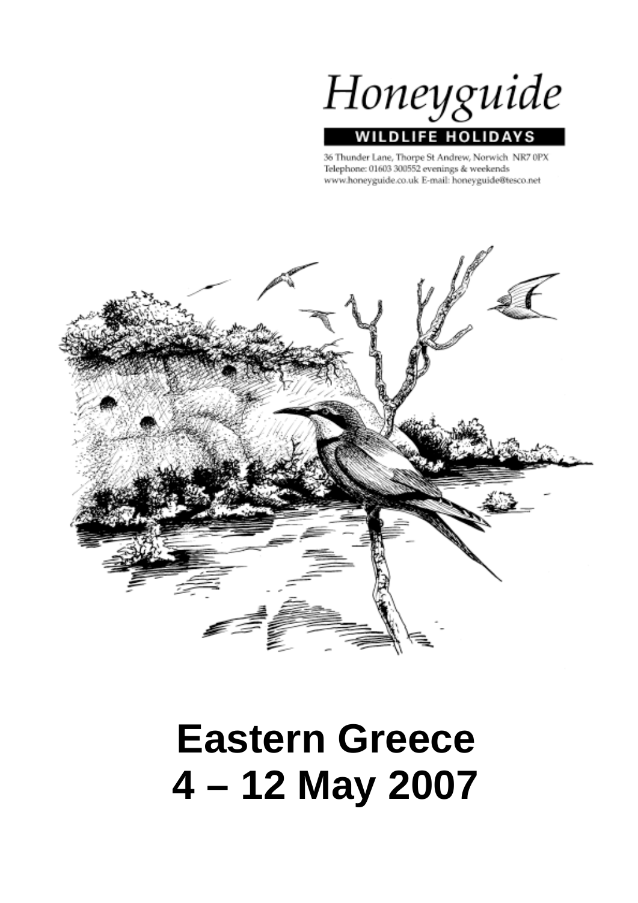# Honeyguide

**WILDLIFE HOLIDAYS**

36 Thunder Lane, Thorpe St Andrew, Norwich NR7 0PX
Telephone: 01603 300552 evenings & weekends
www.honeyguide.co.uk E-mail: honeyguide@tesco.net

# Eastern Greece
# 4 – 12 May 2007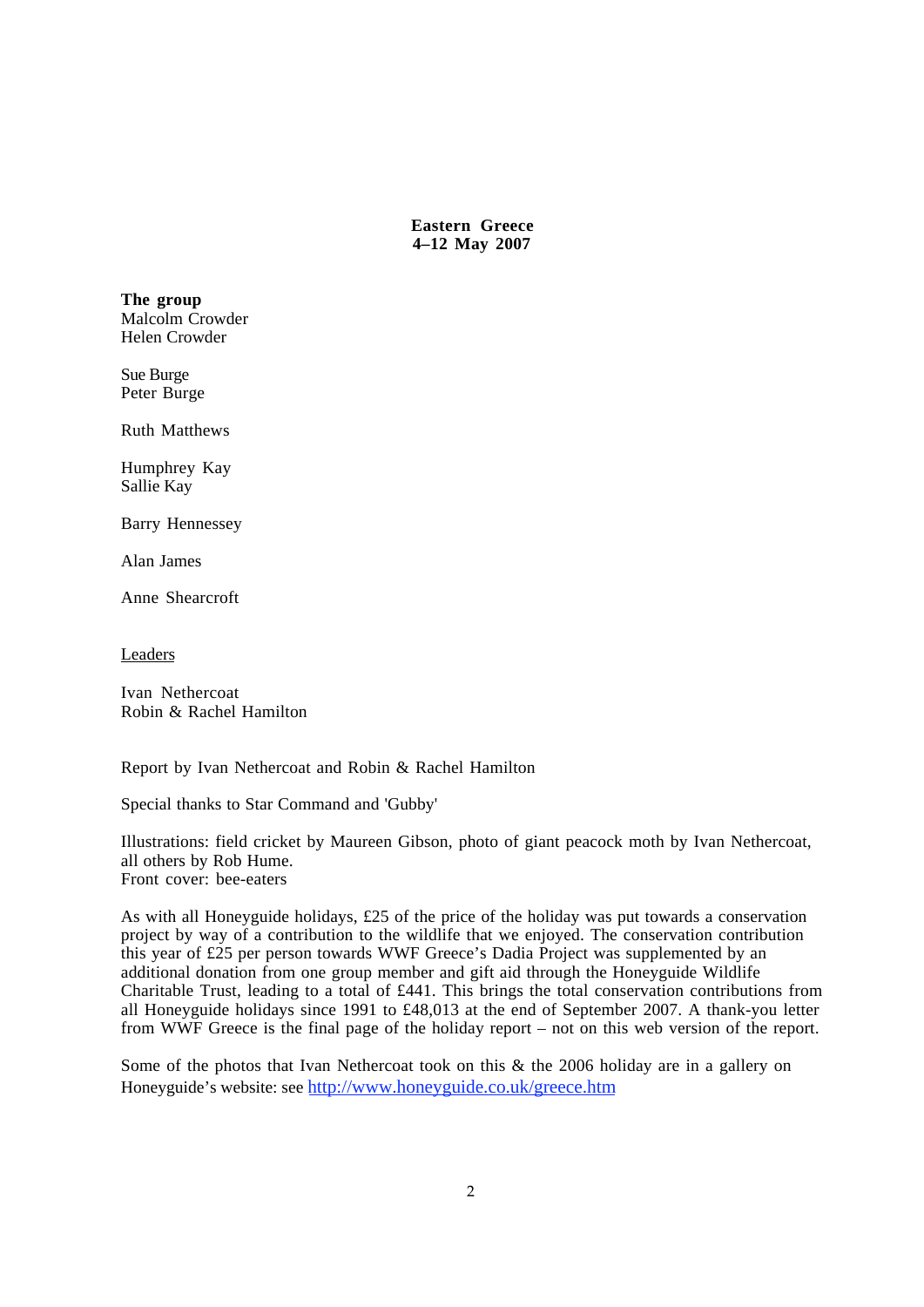**Eastern Greece**
**4–12 May 2007**

**The group**
Malcolm Crowder
Helen Crowder

Sue Burge
Peter Burge

Ruth Matthews

Humphrey Kay
Sallie Kay

Barry Hennessey

Alan James

Anne Shearcroft

Leaders

Ivan Nethercoat
Robin & Rachel Hamilton

Report by Ivan Nethercoat and Robin & Rachel Hamilton

Special thanks to Star Command and 'Gubby'

Illustrations: field cricket by Maureen Gibson, photo of giant peacock moth by Ivan Nethercoat, all others by Rob Hume.
Front cover: bee-eaters

As with all Honeyguide holidays, £25 of the price of the holiday was put towards a conservation project by way of a contribution to the wildlife that we enjoyed. The conservation contribution this year of £25 per person towards WWF Greece's Dadia Project was supplemented by an additional donation from one group member and gift aid through the Honeyguide Wildlife Charitable Trust, leading to a total of £441. This brings the total conservation contributions from all Honeyguide holidays since 1991 to £48,013 at the end of September 2007. A thank-you letter from WWF Greece is the final page of the holiday report – not on this web version of the report.

Some of the photos that Ivan Nethercoat took on this & the 2006 holiday are in a gallery on Honeyguide's website: see http://www.honeyguide.co.uk/greece.htm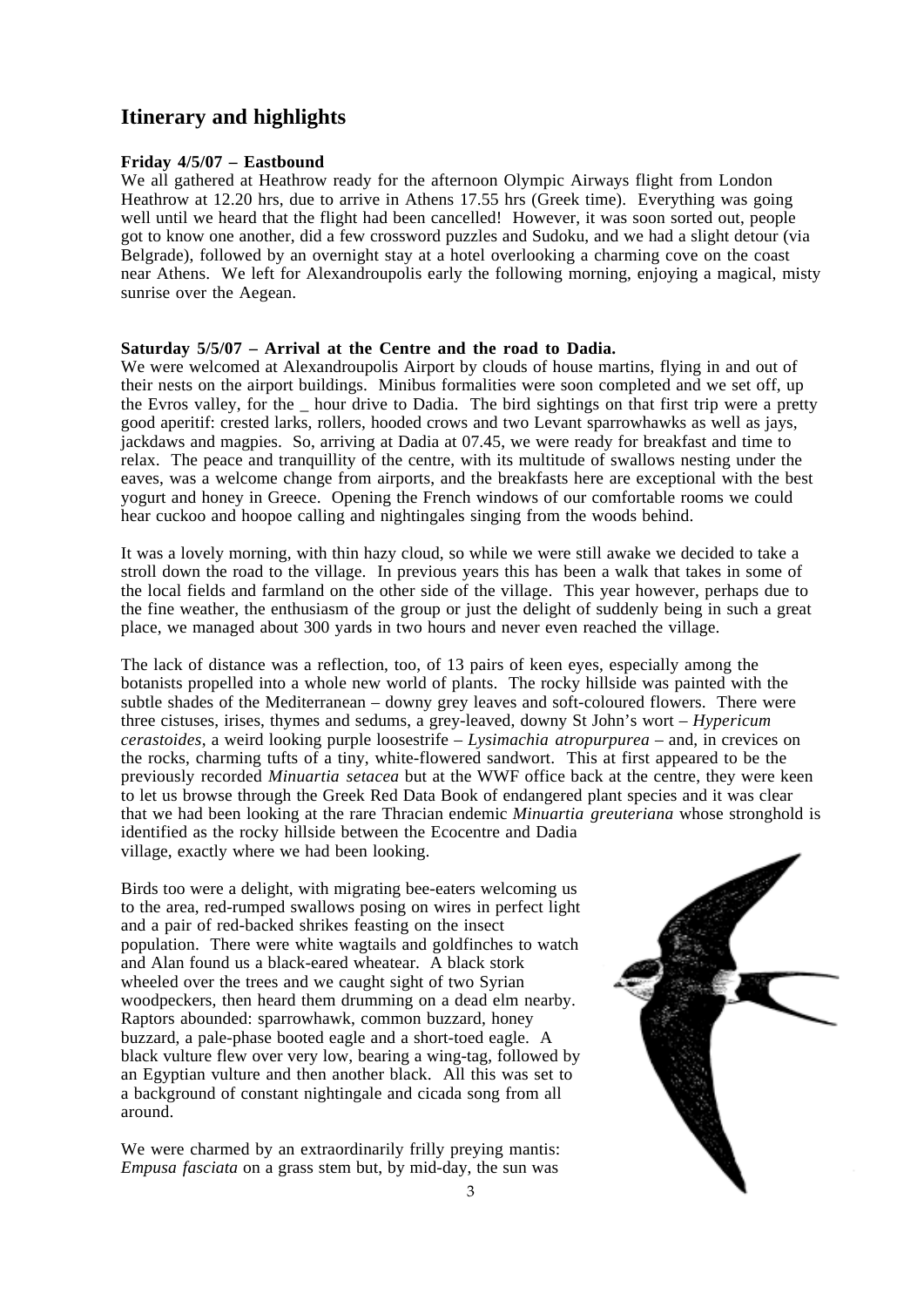## Itinerary and highlights

**Friday 4/5/07 – Eastbound**

We all gathered at Heathrow ready for the afternoon Olympic Airways flight from London Heathrow at 12.20 hrs, due to arrive in Athens 17.55 hrs (Greek time). Everything was going well until we heard that the flight had been cancelled! However, it was soon sorted out, people got to know one another, did a few crossword puzzles and Sudoku, and we had a slight detour (via Belgrade), followed by an overnight stay at a hotel overlooking a charming cove on the coast near Athens. We left for Alexandroupolis early the following morning, enjoying a magical, misty sunrise over the Aegean.

**Saturday 5/5/07 – Arrival at the Centre and the road to Dadia.**

We were welcomed at Alexandroupolis Airport by clouds of house martins, flying in and out of their nests on the airport buildings. Minibus formalities were soon completed and we set off, up the Evros valley, for the _ hour drive to Dadia. The bird sightings on that first trip were a pretty good aperitif: crested larks, rollers, hooded crows and two Levant sparrowhawks as well as jays, jackdaws and magpies. So, arriving at Dadia at 07.45, we were ready for breakfast and time to relax. The peace and tranquillity of the centre, with its multitude of swallows nesting under the eaves, was a welcome change from airports, and the breakfasts here are exceptional with the best yogurt and honey in Greece. Opening the French windows of our comfortable rooms we could hear cuckoo and hoopoe calling and nightingales singing from the woods behind.

It was a lovely morning, with thin hazy cloud, so while we were still awake we decided to take a stroll down the road to the village. In previous years this has been a walk that takes in some of the local fields and farmland on the other side of the village. This year however, perhaps due to the fine weather, the enthusiasm of the group or just the delight of suddenly being in such a great place, we managed about 300 yards in two hours and never even reached the village.

The lack of distance was a reflection, too, of 13 pairs of keen eyes, especially among the botanists propelled into a whole new world of plants. The rocky hillside was painted with the subtle shades of the Mediterranean – downy grey leaves and soft-coloured flowers. There were three cistuses, irises, thymes and sedums, a grey-leaved, downy St John's wort – *Hypericum cerastoides*, a weird looking purple loosestrife – *Lysimachia atropurpurea* – and, in crevices on the rocks, charming tufts of a tiny, white-flowered sandwort. This at first appeared to be the previously recorded *Minuartia setacea* but at the WWF office back at the centre, they were keen to let us browse through the Greek Red Data Book of endangered plant species and it was clear that we had been looking at the rare Thracian endemic *Minuartia greuteriana* whose stronghold is identified as the rocky hillside between the Ecocentre and Dadia village, exactly where we had been looking.

Birds too were a delight, with migrating bee-eaters welcoming us to the area, red-rumped swallows posing on wires in perfect light and a pair of red-backed shrikes feasting on the insect population. There were white wagtails and goldfinches to watch and Alan found us a black-eared wheatear. A black stork wheeled over the trees and we caught sight of two Syrian woodpeckers, then heard them drumming on a dead elm nearby. Raptors abounded: sparrowhawk, common buzzard, honey buzzard, a pale-phase booted eagle and a short-toed eagle. A black vulture flew over very low, bearing a wing-tag, followed by an Egyptian vulture and then another black. All this was set to a background of constant nightingale and cicada song from all around.

We were charmed by an extraordinarily frilly preying mantis: *Empusa fasciata* on a grass stem but, by mid-day, the sun was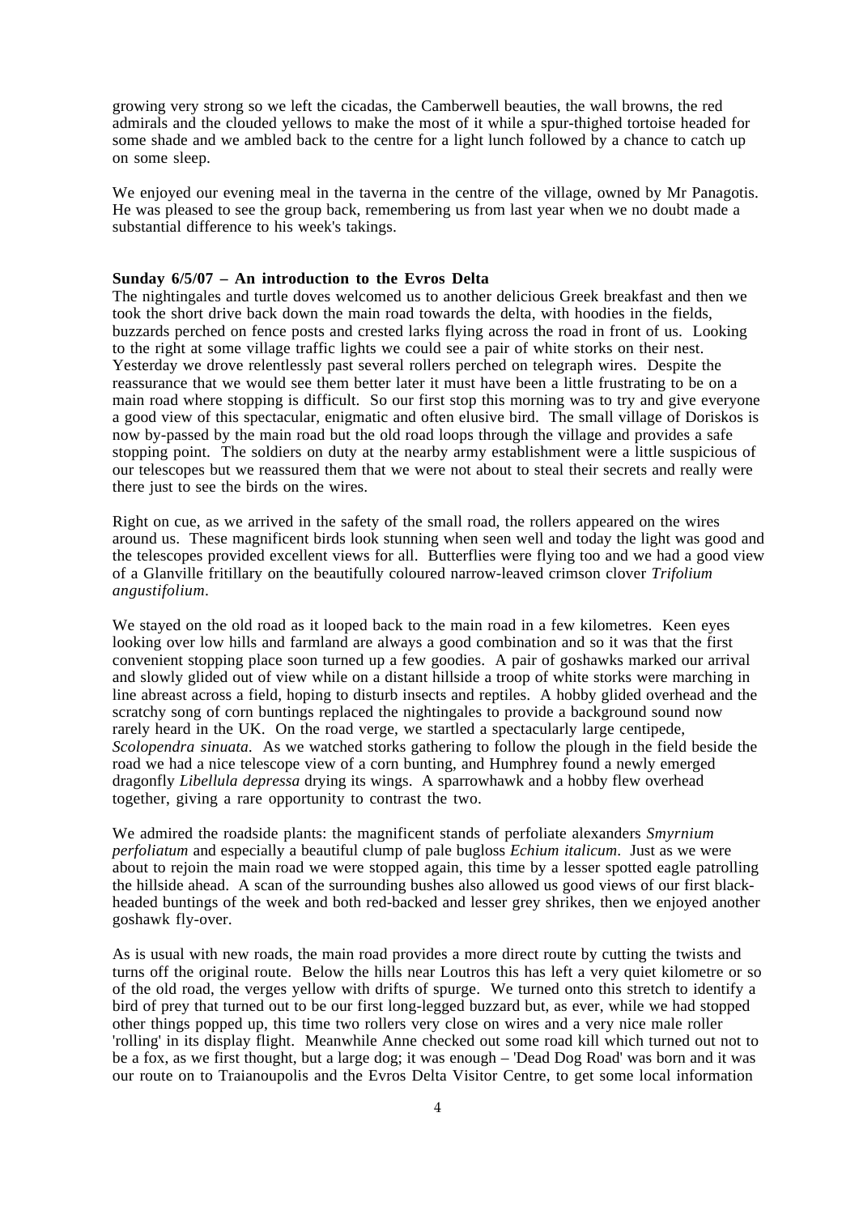growing very strong so we left the cicadas, the Camberwell beauties, the wall browns, the red admirals and the clouded yellows to make the most of it while a spur-thighed tortoise headed for some shade and we ambled back to the centre for a light lunch followed by a chance to catch up on some sleep.

We enjoyed our evening meal in the taverna in the centre of the village, owned by Mr Panagotis. He was pleased to see the group back, remembering us from last year when we no doubt made a substantial difference to his week's takings.

**Sunday 6/5/07 – An introduction to the Evros Delta**

The nightingales and turtle doves welcomed us to another delicious Greek breakfast and then we took the short drive back down the main road towards the delta, with hoodies in the fields, buzzards perched on fence posts and crested larks flying across the road in front of us. Looking to the right at some village traffic lights we could see a pair of white storks on their nest. Yesterday we drove relentlessly past several rollers perched on telegraph wires. Despite the reassurance that we would see them better later it must have been a little frustrating to be on a main road where stopping is difficult. So our first stop this morning was to try and give everyone a good view of this spectacular, enigmatic and often elusive bird. The small village of Doriskos is now by-passed by the main road but the old road loops through the village and provides a safe stopping point. The soldiers on duty at the nearby army establishment were a little suspicious of our telescopes but we reassured them that we were not about to steal their secrets and really were there just to see the birds on the wires.

Right on cue, as we arrived in the safety of the small road, the rollers appeared on the wires around us. These magnificent birds look stunning when seen well and today the light was good and the telescopes provided excellent views for all. Butterflies were flying too and we had a good view of a Glanville fritillary on the beautifully coloured narrow-leaved crimson clover *Trifolium angustifolium*.

We stayed on the old road as it looped back to the main road in a few kilometres. Keen eyes looking over low hills and farmland are always a good combination and so it was that the first convenient stopping place soon turned up a few goodies. A pair of goshawks marked our arrival and slowly glided out of view while on a distant hillside a troop of white storks were marching in line abreast across a field, hoping to disturb insects and reptiles. A hobby glided overhead and the scratchy song of corn buntings replaced the nightingales to provide a background sound now rarely heard in the UK. On the road verge, we startled a spectacularly large centipede, *Scolopendra sinuata*. As we watched storks gathering to follow the plough in the field beside the road we had a nice telescope view of a corn bunting, and Humphrey found a newly emerged dragonfly *Libellula depressa* drying its wings. A sparrowhawk and a hobby flew overhead together, giving a rare opportunity to contrast the two.

We admired the roadside plants: the magnificent stands of perfoliate alexanders *Smyrnium perfoliatum* and especially a beautiful clump of pale bugloss *Echium italicum*. Just as we were about to rejoin the main road we were stopped again, this time by a lesser spotted eagle patrolling the hillside ahead. A scan of the surrounding bushes also allowed us good views of our first black-headed buntings of the week and both red-backed and lesser grey shrikes, then we enjoyed another goshawk fly-over.

As is usual with new roads, the main road provides a more direct route by cutting the twists and turns off the original route. Below the hills near Loutros this has left a very quiet kilometre or so of the old road, the verges yellow with drifts of spurge. We turned onto this stretch to identify a bird of prey that turned out to be our first long-legged buzzard but, as ever, while we had stopped other things popped up, this time two rollers very close on wires and a very nice male roller 'rolling' in its display flight. Meanwhile Anne checked out some road kill which turned out not to be a fox, as we first thought, but a large dog; it was enough – 'Dead Dog Road' was born and it was our route on to Traianoupolis and the Evros Delta Visitor Centre, to get some local information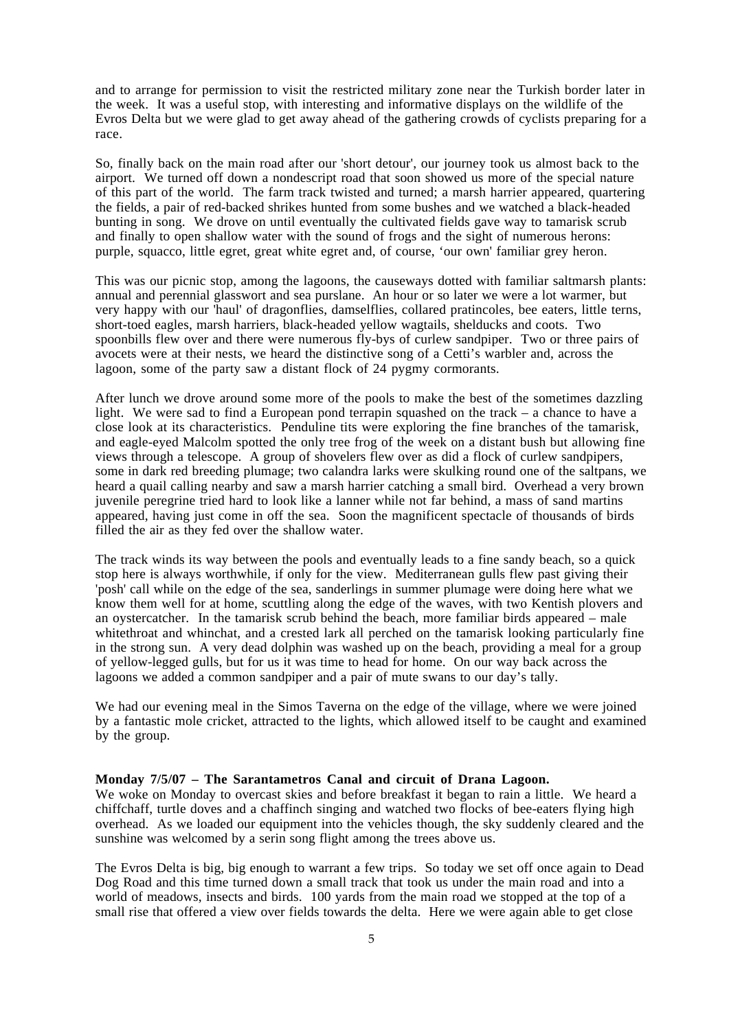and to arrange for permission to visit the restricted military zone near the Turkish border later in the week. It was a useful stop, with interesting and informative displays on the wildlife of the Evros Delta but we were glad to get away ahead of the gathering crowds of cyclists preparing for a race.

So, finally back on the main road after our 'short detour', our journey took us almost back to the airport. We turned off down a nondescript road that soon showed us more of the special nature of this part of the world. The farm track twisted and turned; a marsh harrier appeared, quartering the fields, a pair of red-backed shrikes hunted from some bushes and we watched a black-headed bunting in song. We drove on until eventually the cultivated fields gave way to tamarisk scrub and finally to open shallow water with the sound of frogs and the sight of numerous herons: purple, squacco, little egret, great white egret and, of course, 'our own' familiar grey heron.

This was our picnic stop, among the lagoons, the causeways dotted with familiar saltmarsh plants: annual and perennial glasswort and sea purslane. An hour or so later we were a lot warmer, but very happy with our 'haul' of dragonflies, damselflies, collared pratincoles, bee eaters, little terns, short-toed eagles, marsh harriers, black-headed yellow wagtails, shelducks and coots. Two spoonbills flew over and there were numerous fly-bys of curlew sandpiper. Two or three pairs of avocets were at their nests, we heard the distinctive song of a Cetti's warbler and, across the lagoon, some of the party saw a distant flock of 24 pygmy cormorants.

After lunch we drove around some more of the pools to make the best of the sometimes dazzling light. We were sad to find a European pond terrapin squashed on the track – a chance to have a close look at its characteristics. Penduline tits were exploring the fine branches of the tamarisk, and eagle-eyed Malcolm spotted the only tree frog of the week on a distant bush but allowing fine views through a telescope. A group of shovelers flew over as did a flock of curlew sandpipers, some in dark red breeding plumage; two calandra larks were skulking round one of the saltpans, we heard a quail calling nearby and saw a marsh harrier catching a small bird. Overhead a very brown juvenile peregrine tried hard to look like a lanner while not far behind, a mass of sand martins appeared, having just come in off the sea. Soon the magnificent spectacle of thousands of birds filled the air as they fed over the shallow water.

The track winds its way between the pools and eventually leads to a fine sandy beach, so a quick stop here is always worthwhile, if only for the view. Mediterranean gulls flew past giving their 'posh' call while on the edge of the sea, sanderlings in summer plumage were doing here what we know them well for at home, scuttling along the edge of the waves, with two Kentish plovers and an oystercatcher. In the tamarisk scrub behind the beach, more familiar birds appeared – male whitethroat and whinchat, and a crested lark all perched on the tamarisk looking particularly fine in the strong sun. A very dead dolphin was washed up on the beach, providing a meal for a group of yellow-legged gulls, but for us it was time to head for home. On our way back across the lagoons we added a common sandpiper and a pair of mute swans to our day's tally.

We had our evening meal in the Simos Taverna on the edge of the village, where we were joined by a fantastic mole cricket, attracted to the lights, which allowed itself to be caught and examined by the group.

**Monday 7/5/07 – The Sarantametros Canal and circuit of Drana Lagoon.**

We woke on Monday to overcast skies and before breakfast it began to rain a little. We heard a chiffchaff, turtle doves and a chaffinch singing and watched two flocks of bee-eaters flying high overhead. As we loaded our equipment into the vehicles though, the sky suddenly cleared and the sunshine was welcomed by a serin song flight among the trees above us.

The Evros Delta is big, big enough to warrant a few trips. So today we set off once again to Dead Dog Road and this time turned down a small track that took us under the main road and into a world of meadows, insects and birds. 100 yards from the main road we stopped at the top of a small rise that offered a view over fields towards the delta. Here we were again able to get close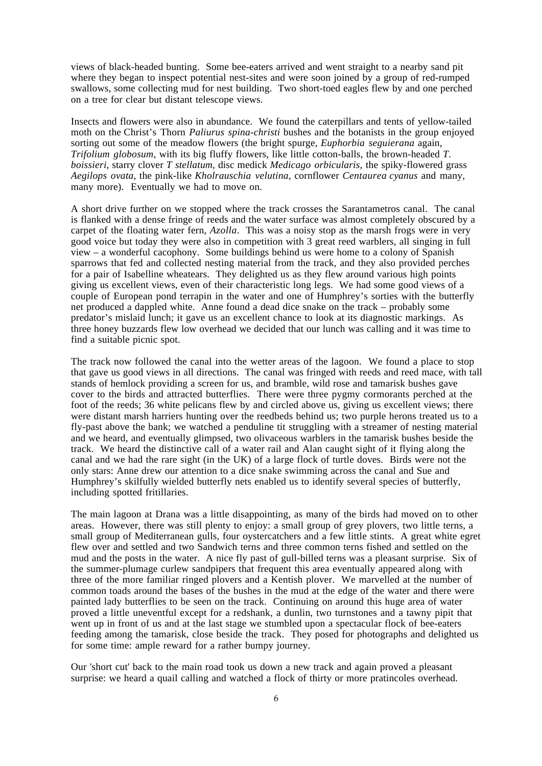views of black-headed bunting. Some bee-eaters arrived and went straight to a nearby sand pit where they began to inspect potential nest-sites and were soon joined by a group of red-rumped swallows, some collecting mud for nest building. Two short-toed eagles flew by and one perched on a tree for clear but distant telescope views.

Insects and flowers were also in abundance. We found the caterpillars and tents of yellow-tailed moth on the Christ's Thorn *Paliurus spina-christi* bushes and the botanists in the group enjoyed sorting out some of the meadow flowers (the bright spurge, *Euphorbia seguierana* again, *Trifolium globosum,* with its big fluffy flowers, like little cotton-balls, the brown-headed *T. boissieri*, starry clover *T stellatum*, disc medick *Medicago orbicularis,* the spiky-flowered grass *Aegilops ovata,* the pink-like *Kholrauschia velutina*, cornflower *Centaurea cyanus* and many, many more). Eventually we had to move on.

A short drive further on we stopped where the track crosses the Sarantametros canal. The canal is flanked with a dense fringe of reeds and the water surface was almost completely obscured by a carpet of the floating water fern, *Azolla*. This was a noisy stop as the marsh frogs were in very good voice but today they were also in competition with 3 great reed warblers, all singing in full view – a wonderful cacophony. Some buildings behind us were home to a colony of Spanish sparrows that fed and collected nesting material from the track, and they also provided perches for a pair of Isabelline wheatears. They delighted us as they flew around various high points giving us excellent views, even of their characteristic long legs. We had some good views of a couple of European pond terrapin in the water and one of Humphrey's sorties with the butterfly net produced a dappled white. Anne found a dead dice snake on the track – probably some predator's mislaid lunch; it gave us an excellent chance to look at its diagnostic markings. As three honey buzzards flew low overhead we decided that our lunch was calling and it was time to find a suitable picnic spot.

The track now followed the canal into the wetter areas of the lagoon. We found a place to stop that gave us good views in all directions. The canal was fringed with reeds and reed mace, with tall stands of hemlock providing a screen for us, and bramble, wild rose and tamarisk bushes gave cover to the birds and attracted butterflies. There were three pygmy cormorants perched at the foot of the reeds; 36 white pelicans flew by and circled above us, giving us excellent views; there were distant marsh harriers hunting over the reedbeds behind us; two purple herons treated us to a fly-past above the bank; we watched a penduline tit struggling with a streamer of nesting material and we heard, and eventually glimpsed, two olivaceous warblers in the tamarisk bushes beside the track. We heard the distinctive call of a water rail and Alan caught sight of it flying along the canal and we had the rare sight (in the UK) of a large flock of turtle doves. Birds were not the only stars: Anne drew our attention to a dice snake swimming across the canal and Sue and Humphrey's skilfully wielded butterfly nets enabled us to identify several species of butterfly, including spotted fritillaries.

The main lagoon at Drana was a little disappointing, as many of the birds had moved on to other areas. However, there was still plenty to enjoy: a small group of grey plovers, two little terns, a small group of Mediterranean gulls, four oystercatchers and a few little stints. A great white egret flew over and settled and two Sandwich terns and three common terns fished and settled on the mud and the posts in the water. A nice fly past of gull-billed terns was a pleasant surprise. Six of the summer-plumage curlew sandpipers that frequent this area eventually appeared along with three of the more familiar ringed plovers and a Kentish plover. We marvelled at the number of common toads around the bases of the bushes in the mud at the edge of the water and there were painted lady butterflies to be seen on the track. Continuing on around this huge area of water proved a little uneventful except for a redshank, a dunlin, two turnstones and a tawny pipit that went up in front of us and at the last stage we stumbled upon a spectacular flock of bee-eaters feeding among the tamarisk, close beside the track. They posed for photographs and delighted us for some time: ample reward for a rather bumpy journey.

Our 'short cut' back to the main road took us down a new track and again proved a pleasant surprise: we heard a quail calling and watched a flock of thirty or more pratincoles overhead.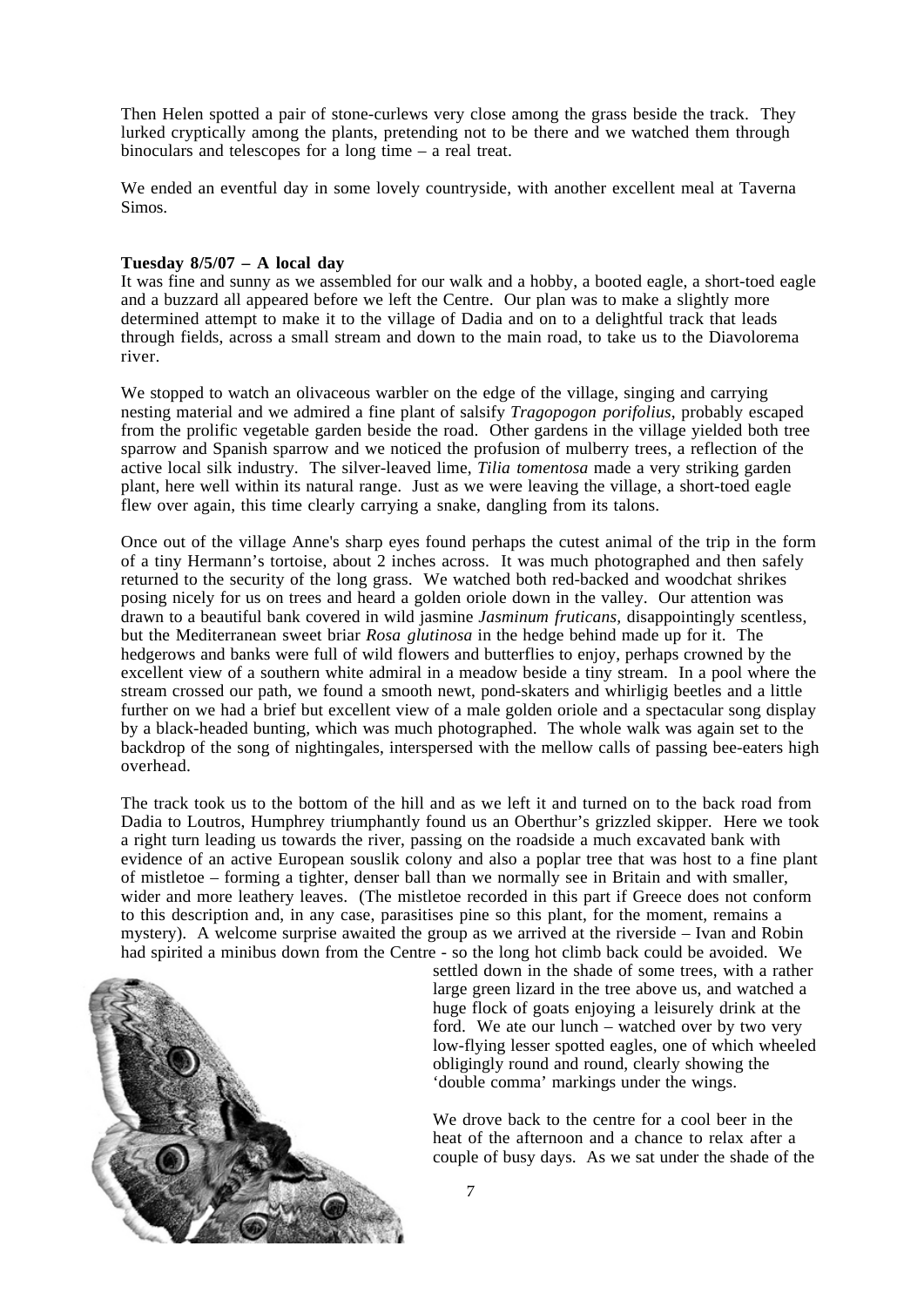Then Helen spotted a pair of stone-curlews very close among the grass beside the track. They lurked cryptically among the plants, pretending not to be there and we watched them through binoculars and telescopes for a long time – a real treat.

We ended an eventful day in some lovely countryside, with another excellent meal at Taverna Simos.

**Tuesday 8/5/07 – A local day**

It was fine and sunny as we assembled for our walk and a hobby, a booted eagle, a short-toed eagle and a buzzard all appeared before we left the Centre. Our plan was to make a slightly more determined attempt to make it to the village of Dadia and on to a delightful track that leads through fields, across a small stream and down to the main road, to take us to the Diavolorema river.

We stopped to watch an olivaceous warbler on the edge of the village, singing and carrying nesting material and we admired a fine plant of salsify *Tragopogon porifolius*, probably escaped from the prolific vegetable garden beside the road. Other gardens in the village yielded both tree sparrow and Spanish sparrow and we noticed the profusion of mulberry trees, a reflection of the active local silk industry. The silver-leaved lime, *Tilia tomentosa* made a very striking garden plant, here well within its natural range. Just as we were leaving the village, a short-toed eagle flew over again, this time clearly carrying a snake, dangling from its talons.

Once out of the village Anne's sharp eyes found perhaps the cutest animal of the trip in the form of a tiny Hermann's tortoise, about 2 inches across. It was much photographed and then safely returned to the security of the long grass. We watched both red-backed and woodchat shrikes posing nicely for us on trees and heard a golden oriole down in the valley. Our attention was drawn to a beautiful bank covered in wild jasmine *Jasminum fruticans*, disappointingly scentless, but the Mediterranean sweet briar *Rosa glutinosa* in the hedge behind made up for it. The hedgerows and banks were full of wild flowers and butterflies to enjoy, perhaps crowned by the excellent view of a southern white admiral in a meadow beside a tiny stream. In a pool where the stream crossed our path, we found a smooth newt, pond-skaters and whirligig beetles and a little further on we had a brief but excellent view of a male golden oriole and a spectacular song display by a black-headed bunting, which was much photographed. The whole walk was again set to the backdrop of the song of nightingales, interspersed with the mellow calls of passing bee-eaters high overhead.

The track took us to the bottom of the hill and as we left it and turned on to the back road from Dadia to Loutros, Humphrey triumphantly found us an Oberthur's grizzled skipper. Here we took a right turn leading us towards the river, passing on the roadside a much excavated bank with evidence of an active European souslik colony and also a poplar tree that was host to a fine plant of mistletoe – forming a tighter, denser ball than we normally see in Britain and with smaller, wider and more leathery leaves. (The mistletoe recorded in this part if Greece does not conform to this description and, in any case, parasitises pine so this plant, for the moment, remains a mystery). A welcome surprise awaited the group as we arrived at the riverside – Ivan and Robin had spirited a minibus down from the Centre - so the long hot climb back could be avoided. We settled down in the shade of some trees, with a rather large green lizard in the tree above us, and watched a huge flock of goats enjoying a leisurely drink at the ford. We ate our lunch – watched over by two very low-flying lesser spotted eagles, one of which wheeled obligingly round and round, clearly showing the 'double comma' markings under the wings.

We drove back to the centre for a cool beer in the heat of the afternoon and a chance to relax after a couple of busy days. As we sat under the shade of the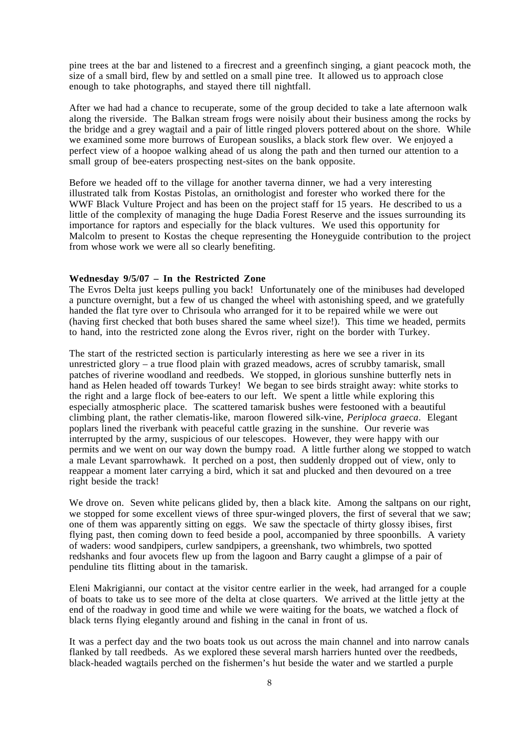pine trees at the bar and listened to a firecrest and a greenfinch singing, a giant peacock moth, the size of a small bird, flew by and settled on a small pine tree. It allowed us to approach close enough to take photographs, and stayed there till nightfall.

After we had had a chance to recuperate, some of the group decided to take a late afternoon walk along the riverside. The Balkan stream frogs were noisily about their business among the rocks by the bridge and a grey wagtail and a pair of little ringed plovers pottered about on the shore. While we examined some more burrows of European sousliks, a black stork flew over. We enjoyed a perfect view of a hoopoe walking ahead of us along the path and then turned our attention to a small group of bee-eaters prospecting nest-sites on the bank opposite.

Before we headed off to the village for another taverna dinner, we had a very interesting illustrated talk from Kostas Pistolas, an ornithologist and forester who worked there for the WWF Black Vulture Project and has been on the project staff for 15 years. He described to us a little of the complexity of managing the huge Dadia Forest Reserve and the issues surrounding its importance for raptors and especially for the black vultures. We used this opportunity for Malcolm to present to Kostas the cheque representing the Honeyguide contribution to the project from whose work we were all so clearly benefiting.

**Wednesday 9/5/07 – In the Restricted Zone**

The Evros Delta just keeps pulling you back! Unfortunately one of the minibuses had developed a puncture overnight, but a few of us changed the wheel with astonishing speed, and we gratefully handed the flat tyre over to Chrisoula who arranged for it to be repaired while we were out (having first checked that both buses shared the same wheel size!). This time we headed, permits to hand, into the restricted zone along the Evros river, right on the border with Turkey.

The start of the restricted section is particularly interesting as here we see a river in its unrestricted glory – a true flood plain with grazed meadows, acres of scrubby tamarisk, small patches of riverine woodland and reedbeds. We stopped, in glorious sunshine butterfly nets in hand as Helen headed off towards Turkey! We began to see birds straight away: white storks to the right and a large flock of bee-eaters to our left. We spent a little while exploring this especially atmospheric place. The scattered tamarisk bushes were festooned with a beautiful climbing plant, the rather clematis-like, maroon flowered silk-vine, *Periploca graeca*. Elegant poplars lined the riverbank with peaceful cattle grazing in the sunshine. Our reverie was interrupted by the army, suspicious of our telescopes. However, they were happy with our permits and we went on our way down the bumpy road. A little further along we stopped to watch a male Levant sparrowhawk. It perched on a post, then suddenly dropped out of view, only to reappear a moment later carrying a bird, which it sat and plucked and then devoured on a tree right beside the track!

We drove on. Seven white pelicans glided by, then a black kite. Among the saltpans on our right, we stopped for some excellent views of three spur-winged plovers, the first of several that we saw; one of them was apparently sitting on eggs. We saw the spectacle of thirty glossy ibises, first flying past, then coming down to feed beside a pool, accompanied by three spoonbills. A variety of waders: wood sandpipers, curlew sandpipers, a greenshank, two whimbrels, two spotted redshanks and four avocets flew up from the lagoon and Barry caught a glimpse of a pair of penduline tits flitting about in the tamarisk.

Eleni Makrigianni, our contact at the visitor centre earlier in the week, had arranged for a couple of boats to take us to see more of the delta at close quarters. We arrived at the little jetty at the end of the roadway in good time and while we were waiting for the boats, we watched a flock of black terns flying elegantly around and fishing in the canal in front of us.

It was a perfect day and the two boats took us out across the main channel and into narrow canals flanked by tall reedbeds. As we explored these several marsh harriers hunted over the reedbeds, black-headed wagtails perched on the fishermen's hut beside the water and we startled a purple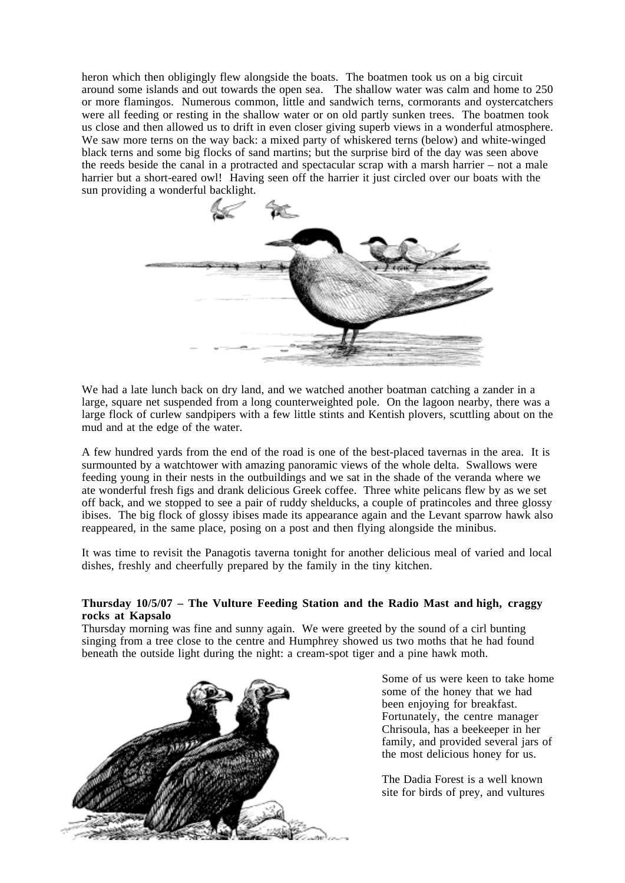heron which then obligingly flew alongside the boats. The boatmen took us on a big circuit around some islands and out towards the open sea. The shallow water was calm and home to 250 or more flamingos. Numerous common, little and sandwich terns, cormorants and oystercatchers were all feeding or resting in the shallow water or on old partly sunken trees. The boatmen took us close and then allowed us to drift in even closer giving superb views in a wonderful atmosphere. We saw more terns on the way back: a mixed party of whiskered terns (below) and white-winged black terns and some big flocks of sand martins; but the surprise bird of the day was seen above the reeds beside the canal in a protracted and spectacular scrap with a marsh harrier – not a male harrier but a short-eared owl! Having seen off the harrier it just circled over our boats with the sun providing a wonderful backlight.

We had a late lunch back on dry land, and we watched another boatman catching a zander in a large, square net suspended from a long counterweighted pole. On the lagoon nearby, there was a large flock of curlew sandpipers with a few little stints and Kentish plovers, scuttling about on the mud and at the edge of the water.

A few hundred yards from the end of the road is one of the best-placed tavernas in the area. It is surmounted by a watchtower with amazing panoramic views of the whole delta. Swallows were feeding young in their nests in the outbuildings and we sat in the shade of the veranda where we ate wonderful fresh figs and drank delicious Greek coffee. Three white pelicans flew by as we set off back, and we stopped to see a pair of ruddy shelducks, a couple of pratincoles and three glossy ibises. The big flock of glossy ibises made its appearance again and the Levant sparrow hawk also reappeared, in the same place, posing on a post and then flying alongside the minibus.

It was time to revisit the Panagotis taverna tonight for another delicious meal of varied and local dishes, freshly and cheerfully prepared by the family in the tiny kitchen.

**Thursday 10/5/07 – The Vulture Feeding Station and the Radio Mast and high, craggy rocks at Kapsalo**

Thursday morning was fine and sunny again. We were greeted by the sound of a cirl bunting singing from a tree close to the centre and Humphrey showed us two moths that he had found beneath the outside light during the night: a cream-spot tiger and a pine hawk moth.

Some of us were keen to take home some of the honey that we had been enjoying for breakfast. Fortunately, the centre manager Chrisoula, has a beekeeper in her family, and provided several jars of the most delicious honey for us.

The Dadia Forest is a well known site for birds of prey, and vultures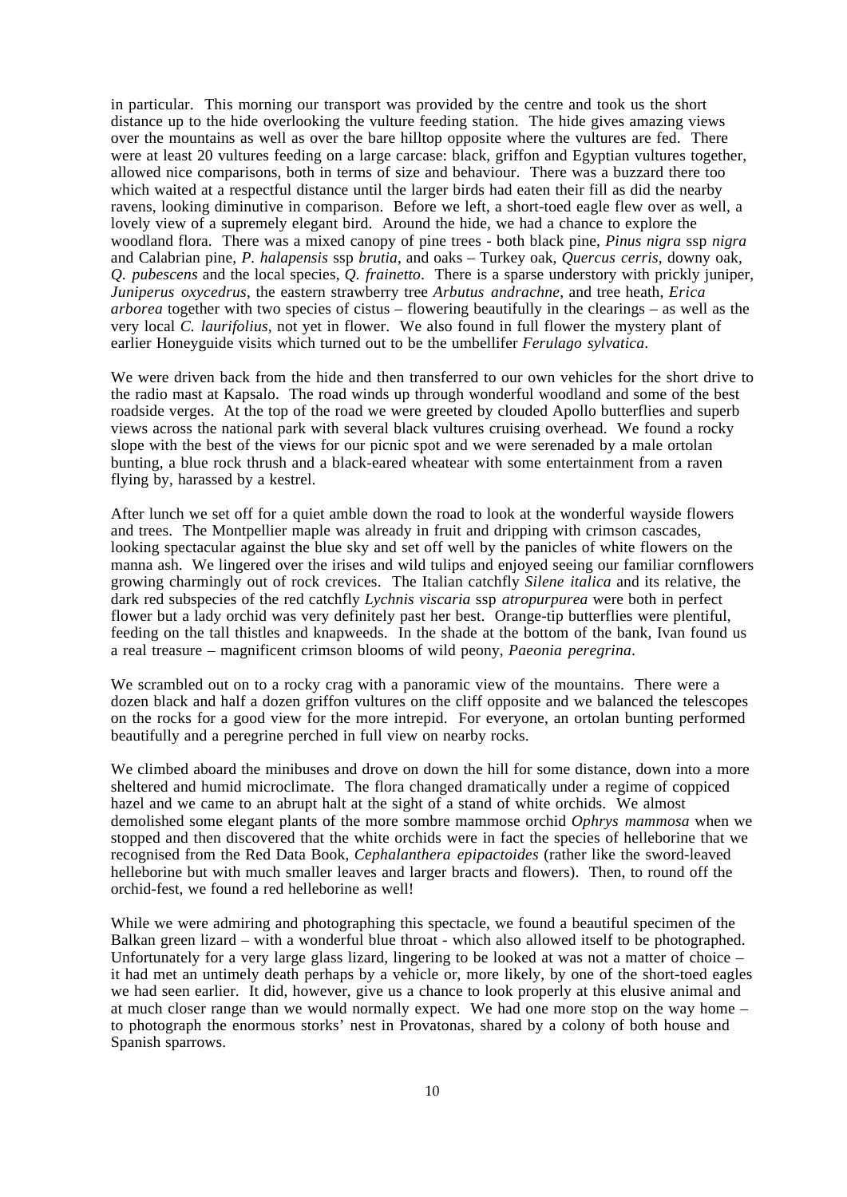in particular. This morning our transport was provided by the centre and took us the short distance up to the hide overlooking the vulture feeding station. The hide gives amazing views over the mountains as well as over the bare hilltop opposite where the vultures are fed. There were at least 20 vultures feeding on a large carcase: black, griffon and Egyptian vultures together, allowed nice comparisons, both in terms of size and behaviour. There was a buzzard there too which waited at a respectful distance until the larger birds had eaten their fill as did the nearby ravens, looking diminutive in comparison. Before we left, a short-toed eagle flew over as well, a lovely view of a supremely elegant bird. Around the hide, we had a chance to explore the woodland flora. There was a mixed canopy of pine trees - both black pine, *Pinus nigra* ssp *nigra* and Calabrian pine, *P. halapensis* ssp *brutia*, and oaks – Turkey oak, *Quercus cerris*, downy oak, *Q. pubescens* and the local species, *Q. frainetto*. There is a sparse understory with prickly juniper, *Juniperus oxycedrus*, the eastern strawberry tree *Arbutus andrachne*, and tree heath, *Erica arborea* together with two species of cistus – flowering beautifully in the clearings – as well as the very local *C. laurifolius*, not yet in flower. We also found in full flower the mystery plant of earlier Honeyguide visits which turned out to be the umbellifer *Ferulago sylvatica*.

We were driven back from the hide and then transferred to our own vehicles for the short drive to the radio mast at Kapsalo. The road winds up through wonderful woodland and some of the best roadside verges. At the top of the road we were greeted by clouded Apollo butterflies and superb views across the national park with several black vultures cruising overhead. We found a rocky slope with the best of the views for our picnic spot and we were serenaded by a male ortolan bunting, a blue rock thrush and a black-eared wheatear with some entertainment from a raven flying by, harassed by a kestrel.

After lunch we set off for a quiet amble down the road to look at the wonderful wayside flowers and trees. The Montpellier maple was already in fruit and dripping with crimson cascades, looking spectacular against the blue sky and set off well by the panicles of white flowers on the manna ash. We lingered over the irises and wild tulips and enjoyed seeing our familiar cornflowers growing charmingly out of rock crevices. The Italian catchfly *Silene italica* and its relative, the dark red subspecies of the red catchfly *Lychnis viscaria* ssp *atropurpurea* were both in perfect flower but a lady orchid was very definitely past her best. Orange-tip butterflies were plentiful, feeding on the tall thistles and knapweeds. In the shade at the bottom of the bank, Ivan found us a real treasure – magnificent crimson blooms of wild peony, *Paeonia peregrina*.

We scrambled out on to a rocky crag with a panoramic view of the mountains. There were a dozen black and half a dozen griffon vultures on the cliff opposite and we balanced the telescopes on the rocks for a good view for the more intrepid. For everyone, an ortolan bunting performed beautifully and a peregrine perched in full view on nearby rocks.

We climbed aboard the minibuses and drove on down the hill for some distance, down into a more sheltered and humid microclimate. The flora changed dramatically under a regime of coppiced hazel and we came to an abrupt halt at the sight of a stand of white orchids. We almost demolished some elegant plants of the more sombre mammose orchid *Ophrys mammosa* when we stopped and then discovered that the white orchids were in fact the species of helleborine that we recognised from the Red Data Book, *Cephalanthera epipactoides* (rather like the sword-leaved helleborine but with much smaller leaves and larger bracts and flowers). Then, to round off the orchid-fest, we found a red helleborine as well!

While we were admiring and photographing this spectacle, we found a beautiful specimen of the Balkan green lizard – with a wonderful blue throat - which also allowed itself to be photographed. Unfortunately for a very large glass lizard, lingering to be looked at was not a matter of choice – it had met an untimely death perhaps by a vehicle or, more likely, by one of the short-toed eagles we had seen earlier. It did, however, give us a chance to look properly at this elusive animal and at much closer range than we would normally expect. We had one more stop on the way home – to photograph the enormous storks' nest in Provatonas, shared by a colony of both house and Spanish sparrows.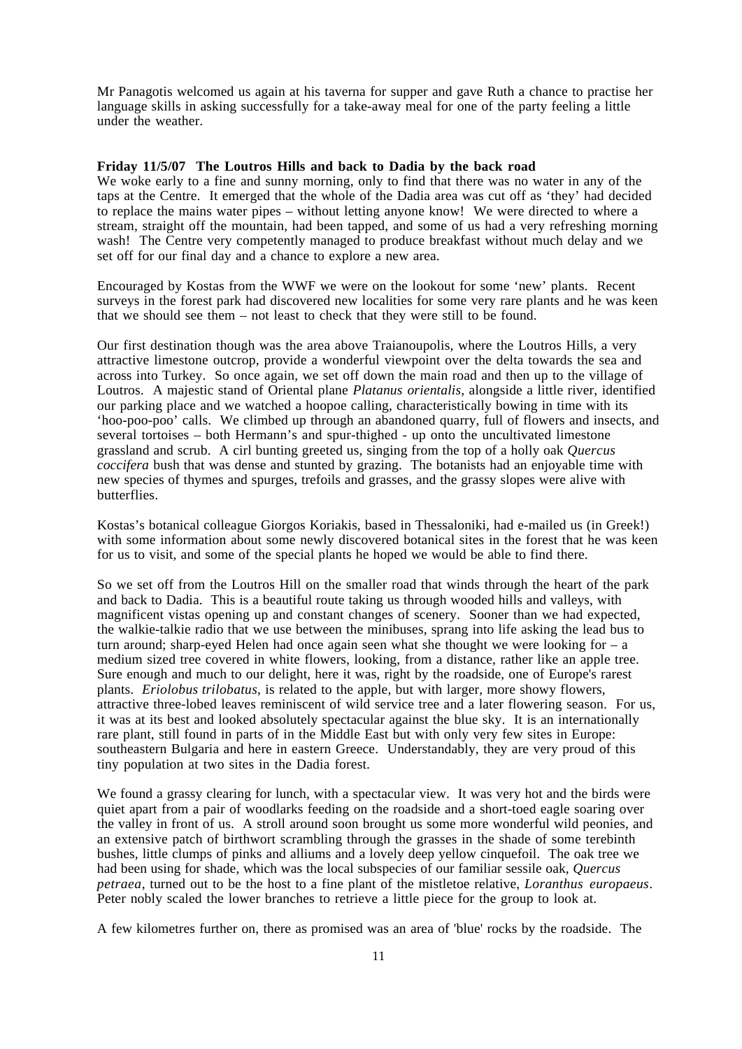Mr Panagotis welcomed us again at his taverna for supper and gave Ruth a chance to practise her language skills in asking successfully for a take-away meal for one of the party feeling a little under the weather.

**Friday 11/5/07 The Loutros Hills and back to Dadia by the back road**

We woke early to a fine and sunny morning, only to find that there was no water in any of the taps at the Centre. It emerged that the whole of the Dadia area was cut off as 'they' had decided to replace the mains water pipes – without letting anyone know! We were directed to where a stream, straight off the mountain, had been tapped, and some of us had a very refreshing morning wash! The Centre very competently managed to produce breakfast without much delay and we set off for our final day and a chance to explore a new area.

Encouraged by Kostas from the WWF we were on the lookout for some 'new' plants. Recent surveys in the forest park had discovered new localities for some very rare plants and he was keen that we should see them – not least to check that they were still to be found.

Our first destination though was the area above Traianoupolis, where the Loutros Hills, a very attractive limestone outcrop, provide a wonderful viewpoint over the delta towards the sea and across into Turkey. So once again, we set off down the main road and then up to the village of Loutros. A majestic stand of Oriental plane *Platanus orientalis*, alongside a little river, identified our parking place and we watched a hoopoe calling, characteristically bowing in time with its 'hoo-poo-poo' calls. We climbed up through an abandoned quarry, full of flowers and insects, and several tortoises – both Hermann's and spur-thighed - up onto the uncultivated limestone grassland and scrub. A cirl bunting greeted us, singing from the top of a holly oak *Quercus coccifera* bush that was dense and stunted by grazing. The botanists had an enjoyable time with new species of thymes and spurges, trefoils and grasses, and the grassy slopes were alive with butterflies.

Kostas's botanical colleague Giorgos Koriakis, based in Thessaloniki, had e-mailed us (in Greek!) with some information about some newly discovered botanical sites in the forest that he was keen for us to visit, and some of the special plants he hoped we would be able to find there.

So we set off from the Loutros Hill on the smaller road that winds through the heart of the park and back to Dadia. This is a beautiful route taking us through wooded hills and valleys, with magnificent vistas opening up and constant changes of scenery. Sooner than we had expected, the walkie-talkie radio that we use between the minibuses, sprang into life asking the lead bus to turn around; sharp-eyed Helen had once again seen what she thought we were looking for – a medium sized tree covered in white flowers, looking, from a distance, rather like an apple tree. Sure enough and much to our delight, here it was, right by the roadside, one of Europe's rarest plants. *Eriolobus trilobatus*, is related to the apple, but with larger, more showy flowers, attractive three-lobed leaves reminiscent of wild service tree and a later flowering season. For us, it was at its best and looked absolutely spectacular against the blue sky. It is an internationally rare plant, still found in parts of in the Middle East but with only very few sites in Europe: southeastern Bulgaria and here in eastern Greece. Understandably, they are very proud of this tiny population at two sites in the Dadia forest.

We found a grassy clearing for lunch, with a spectacular view. It was very hot and the birds were quiet apart from a pair of woodlarks feeding on the roadside and a short-toed eagle soaring over the valley in front of us. A stroll around soon brought us some more wonderful wild peonies, and an extensive patch of birthwort scrambling through the grasses in the shade of some terebinth bushes, little clumps of pinks and alliums and a lovely deep yellow cinquefoil. The oak tree we had been using for shade, which was the local subspecies of our familiar sessile oak, *Quercus petraea*, turned out to be the host to a fine plant of the mistletoe relative, *Loranthus europaeus*. Peter nobly scaled the lower branches to retrieve a little piece for the group to look at.

A few kilometres further on, there as promised was an area of 'blue' rocks by the roadside. The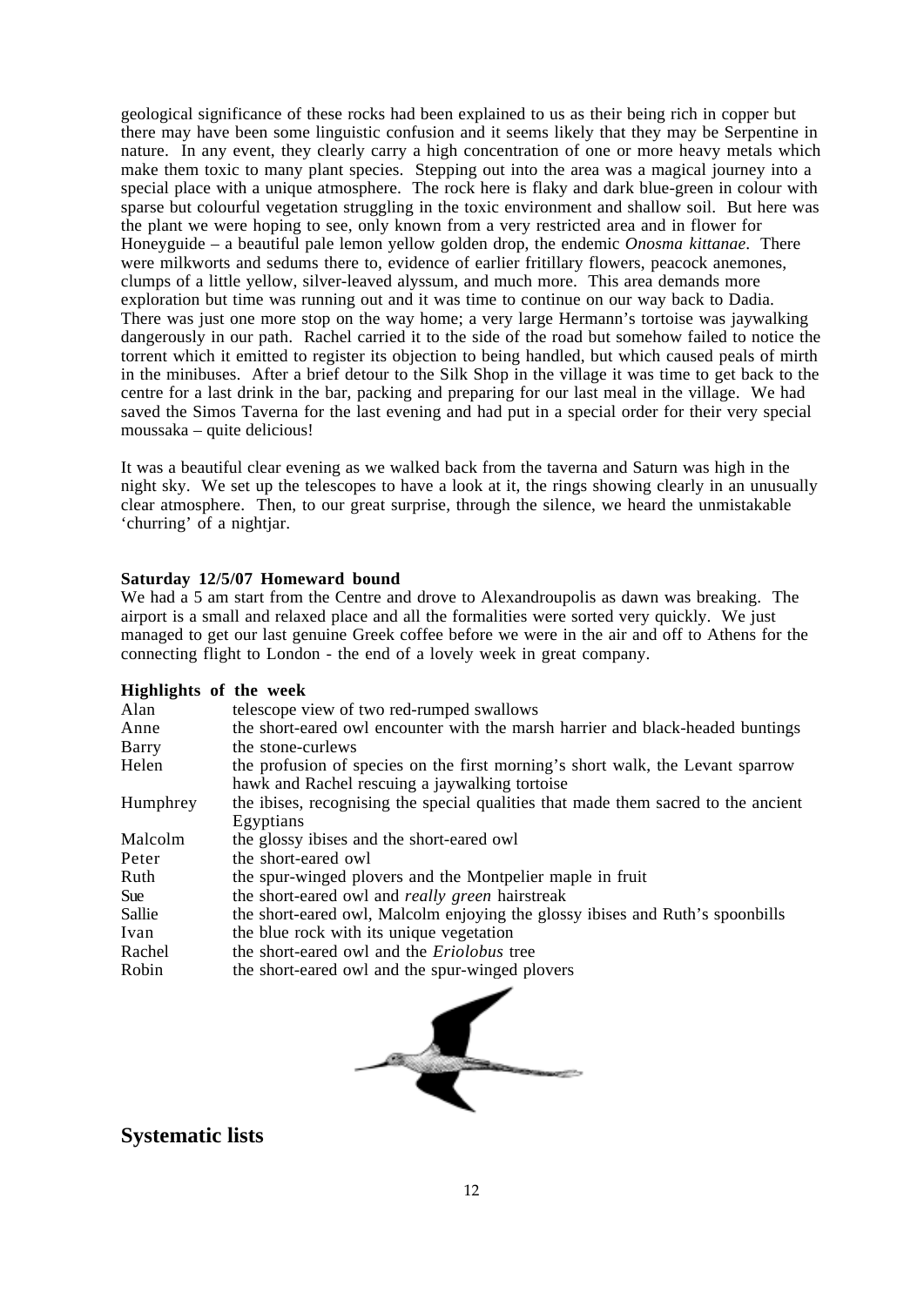geological significance of these rocks had been explained to us as their being rich in copper but there may have been some linguistic confusion and it seems likely that they may be Serpentine in nature. In any event, they clearly carry a high concentration of one or more heavy metals which make them toxic to many plant species. Stepping out into the area was a magical journey into a special place with a unique atmosphere. The rock here is flaky and dark blue-green in colour with sparse but colourful vegetation struggling in the toxic environment and shallow soil. But here was the plant we were hoping to see, only known from a very restricted area and in flower for Honeyguide – a beautiful pale lemon yellow golden drop, the endemic *Onosma kittanae*. There were milkworts and sedums there to, evidence of earlier fritillary flowers, peacock anemones, clumps of a little yellow, silver-leaved alyssum, and much more. This area demands more exploration but time was running out and it was time to continue on our way back to Dadia. There was just one more stop on the way home; a very large Hermann's tortoise was jaywalking dangerously in our path. Rachel carried it to the side of the road but somehow failed to notice the torrent which it emitted to register its objection to being handled, but which caused peals of mirth in the minibuses. After a brief detour to the Silk Shop in the village it was time to get back to the centre for a last drink in the bar, packing and preparing for our last meal in the village. We had saved the Simos Taverna for the last evening and had put in a special order for their very special moussaka – quite delicious!

It was a beautiful clear evening as we walked back from the taverna and Saturn was high in the night sky. We set up the telescopes to have a look at it, the rings showing clearly in an unusually clear atmosphere. Then, to our great surprise, through the silence, we heard the unmistakable 'churring' of a nightjar.

**Saturday 12/5/07 Homeward bound**

We had a 5 am start from the Centre and drove to Alexandroupolis as dawn was breaking. The airport is a small and relaxed place and all the formalities were sorted very quickly. We just managed to get our last genuine Greek coffee before we were in the air and off to Athens for the connecting flight to London - the end of a lovely week in great company.

**Highlights of the week**

| | |
|---|---|
| Alan | telescope view of two red-rumped swallows |
| Anne | the short-eared owl encounter with the marsh harrier and black-headed buntings |
| Barry | the stone-curlews |
| Helen | the profusion of species on the first morning's short walk, the Levant sparrow hawk and Rachel rescuing a jaywalking tortoise |
| Humphrey | the ibises, recognising the special qualities that made them sacred to the ancient Egyptians |
| Malcolm | the glossy ibises and the short-eared owl |
| Peter | the short-eared owl |
| Ruth | the spur-winged plovers and the Montpelier maple in fruit |
| Sue | the short-eared owl and *really green* hairstreak |
| Sallie | the short-eared owl, Malcolm enjoying the glossy ibises and Ruth's spoonbills |
| Ivan | the blue rock with its unique vegetation |
| Rachel | the short-eared owl and the *Eriolobus* tree |
| Robin | the short-eared owl and the spur-winged plovers |

## Systematic lists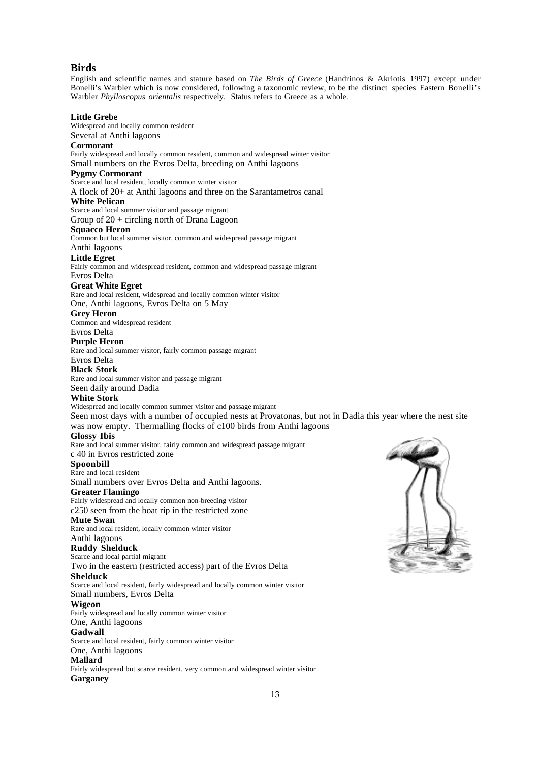## Birds

English and scientific names and stature based on *The Birds of Greece* (Handrinos & Akriotis 1997) except under Bonelli's Warbler which is now considered, following a taxonomic review, to be the distinct species Eastern Bonelli's Warbler *Phylloscopus orientalis* respectively. Status refers to Greece as a whole.

**Little Grebe**
Widespread and locally common resident
Several at Anthi lagoons

**Cormorant**
Fairly widespread and locally common resident, common and widespread winter visitor
Small numbers on the Evros Delta, breeding on Anthi lagoons

**Pygmy Cormorant**
Scarce and local resident, locally common winter visitor
A flock of 20+ at Anthi lagoons and three on the Sarantametros canal

**White Pelican**
Scarce and local summer visitor and passage migrant
Group of 20 + circling north of Drana Lagoon

**Squacco Heron**
Common but local summer visitor, common and widespread passage migrant
Anthi lagoons

**Little Egret**
Fairly common and widespread resident, common and widespread passage migrant
Evros Delta

**Great White Egret**
Rare and local resident, widespread and locally common winter visitor
One, Anthi lagoons, Evros Delta on 5 May

**Grey Heron**
Common and widespread resident
Evros Delta

**Purple Heron**
Rare and local summer visitor, fairly common passage migrant
Evros Delta

**Black Stork**
Rare and local summer visitor and passage migrant
Seen daily around Dadia

**White Stork**
Widespread and locally common summer visitor and passage migrant
Seen most days with a number of occupied nests at Provatonas, but not in Dadia this year where the nest site was now empty. Thermalling flocks of c100 birds from Anthi lagoons

**Glossy Ibis**
Rare and local summer visitor, fairly common and widespread passage migrant
c 40 in Evros restricted zone

**Spoonbill**
Rare and local resident
Small numbers over Evros Delta and Anthi lagoons.

**Greater Flamingo**
Fairly widespread and locally common non-breeding visitor
c250 seen from the boat rip in the restricted zone

**Mute Swan**
Rare and local resident, locally common winter visitor
Anthi lagoons

**Ruddy Shelduck**
Scarce and local partial migrant
Two in the eastern (restricted access) part of the Evros Delta

**Shelduck**
Scarce and local resident, fairly widespread and locally common winter visitor
Small numbers, Evros Delta

**Wigeon**
Fairly widespread and locally common winter visitor
One, Anthi lagoons

**Gadwall**
Scarce and local resident, fairly common winter visitor
One, Anthi lagoons

**Mallard**
Fairly widespread but scarce resident, very common and widespread winter visitor

**Garganey**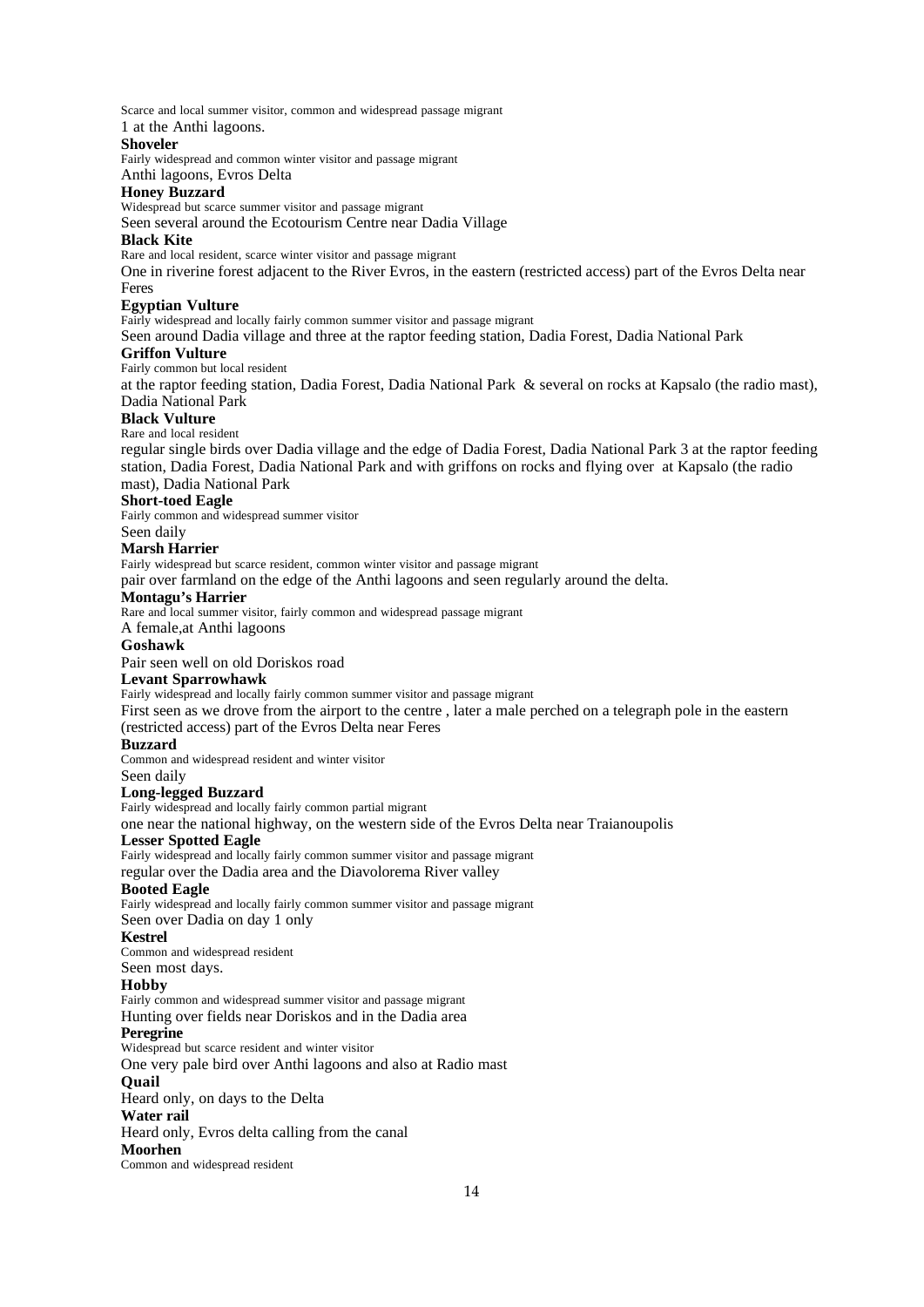Scarce and local summer visitor, common and widespread passage migrant

1 at the Anthi lagoons.

**Shoveler**

Fairly widespread and common winter visitor and passage migrant

Anthi lagoons, Evros Delta

**Honey Buzzard**

Widespread but scarce summer visitor and passage migrant

Seen several around the Ecotourism Centre near Dadia Village

**Black Kite**

Rare and local resident, scarce winter visitor and passage migrant

One in riverine forest adjacent to the River Evros, in the eastern (restricted access) part of the Evros Delta near Feres

**Egyptian Vulture**

Fairly widespread and locally fairly common summer visitor and passage migrant

Seen around Dadia village and three at the raptor feeding station, Dadia Forest, Dadia National Park

**Griffon Vulture**

Fairly common but local resident

at the raptor feeding station, Dadia Forest, Dadia National Park & several on rocks at Kapsalo (the radio mast), Dadia National Park

**Black Vulture**

Rare and local resident

regular single birds over Dadia village and the edge of Dadia Forest, Dadia National Park 3 at the raptor feeding station, Dadia Forest, Dadia National Park and with griffons on rocks and flying over at Kapsalo (the radio mast), Dadia National Park

**Short-toed Eagle**

Fairly common and widespread summer visitor

Seen daily

**Marsh Harrier**

Fairly widespread but scarce resident, common winter visitor and passage migrant

pair over farmland on the edge of the Anthi lagoons and seen regularly around the delta.

**Montagu's Harrier**

Rare and local summer visitor, fairly common and widespread passage migrant

A female,at Anthi lagoons

**Goshawk**

Pair seen well on old Doriskos road

**Levant Sparrowhawk**

Fairly widespread and locally fairly common summer visitor and passage migrant

First seen as we drove from the airport to the centre , later a male perched on a telegraph pole in the eastern (restricted access) part of the Evros Delta near Feres

**Buzzard**

Common and widespread resident and winter visitor

Seen daily

**Long-legged Buzzard**

Fairly widespread and locally fairly common partial migrant

one near the national highway, on the western side of the Evros Delta near Traianoupolis

**Lesser Spotted Eagle**

Fairly widespread and locally fairly common summer visitor and passage migrant

regular over the Dadia area and the Diavolorema River valley

**Booted Eagle**

Fairly widespread and locally fairly common summer visitor and passage migrant

Seen over Dadia on day 1 only

**Kestrel**

Common and widespread resident

Seen most days.

**Hobby**

Fairly common and widespread summer visitor and passage migrant

Hunting over fields near Doriskos and in the Dadia area

**Peregrine**

Widespread but scarce resident and winter visitor

One very pale bird over Anthi lagoons and also at Radio mast

**Quail**

Heard only, on days to the Delta

**Water rail**

Heard only, Evros delta calling from the canal

**Moorhen**

Common and widespread resident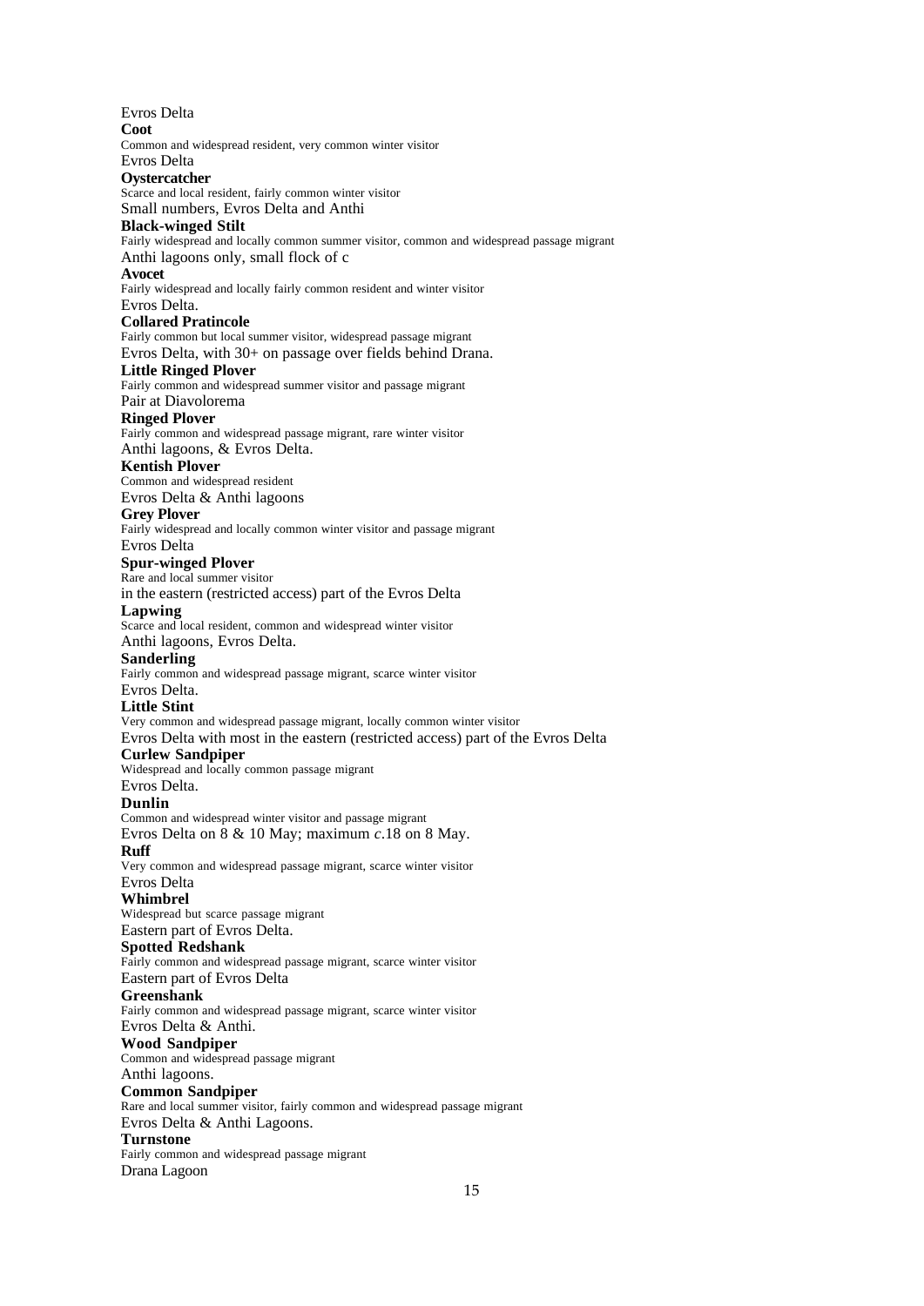Evros Delta

**Coot**

Common and widespread resident, very common winter visitor

Evros Delta

**Oystercatcher**

Scarce and local resident, fairly common winter visitor

Small numbers, Evros Delta and Anthi

**Black-winged Stilt**

Fairly widespread and locally common summer visitor, common and widespread passage migrant

Anthi lagoons only, small flock of c

**Avocet**

Fairly widespread and locally fairly common resident and winter visitor

Evros Delta.

**Collared Pratincole**

Fairly common but local summer visitor, widespread passage migrant

Evros Delta, with 30+ on passage over fields behind Drana.

**Little Ringed Plover**

Fairly common and widespread summer visitor and passage migrant

Pair at Diavolorema

**Ringed Plover**

Fairly common and widespread passage migrant, rare winter visitor

Anthi lagoons, & Evros Delta.

**Kentish Plover**

Common and widespread resident

Evros Delta & Anthi lagoons

**Grey Plover**

Fairly widespread and locally common winter visitor and passage migrant

Evros Delta

**Spur-winged Plover**

Rare and local summer visitor

in the eastern (restricted access) part of the Evros Delta

**Lapwing**

Scarce and local resident, common and widespread winter visitor

Anthi lagoons, Evros Delta.

**Sanderling**

Fairly common and widespread passage migrant, scarce winter visitor

Evros Delta.

**Little Stint**

Very common and widespread passage migrant, locally common winter visitor

Evros Delta with most in the eastern (restricted access) part of the Evros Delta

**Curlew Sandpiper**

Widespread and locally common passage migrant

Evros Delta.

**Dunlin**

Common and widespread winter visitor and passage migrant

Evros Delta on 8 & 10 May; maximum *c*.18 on 8 May.

**Ruff**

Very common and widespread passage migrant, scarce winter visitor

Evros Delta

**Whimbrel**

Widespread but scarce passage migrant

Eastern part of Evros Delta.

**Spotted Redshank**

Fairly common and widespread passage migrant, scarce winter visitor

Eastern part of Evros Delta

**Greenshank**

Fairly common and widespread passage migrant, scarce winter visitor

Evros Delta & Anthi.

**Wood Sandpiper**

Common and widespread passage migrant

Anthi lagoons.

**Common Sandpiper**

Rare and local summer visitor, fairly common and widespread passage migrant

Evros Delta & Anthi Lagoons.

**Turnstone**

Fairly common and widespread passage migrant

Drana Lagoon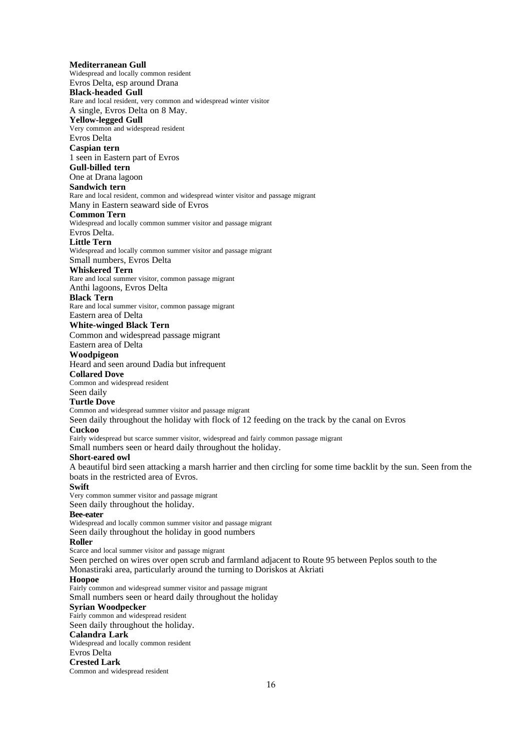**Mediterranean Gull**
Widespread and locally common resident
Evros Delta, esp around Drana
**Black-headed Gull**
Rare and local resident, very common and widespread winter visitor
A single, Evros Delta on 8 May.
**Yellow-legged Gull**
Very common and widespread resident
Evros Delta
**Caspian tern**
1 seen in Eastern part of Evros
**Gull-billed tern**
One at Drana lagoon
**Sandwich tern**
Rare and local resident, common and widespread winter visitor and passage migrant
Many in Eastern seaward side of Evros
**Common Tern**
Widespread and locally common summer visitor and passage migrant
Evros Delta.
**Little Tern**
Widespread and locally common summer visitor and passage migrant
Small numbers, Evros Delta
**Whiskered Tern**
Rare and local summer visitor, common passage migrant
Anthi lagoons, Evros Delta
**Black Tern**
Rare and local summer visitor, common passage migrant
Eastern area of Delta
**White-winged Black Tern**
Common and widespread passage migrant
Eastern area of Delta
**Woodpigeon**
Heard and seen around Dadia but infrequent
**Collared Dove**
Common and widespread resident
Seen daily
**Turtle Dove**
Common and widespread summer visitor and passage migrant
Seen daily throughout the holiday with flock of 12 feeding on the track by the canal on Evros
**Cuckoo**
Fairly widespread but scarce summer visitor, widespread and fairly common passage migrant
Small numbers seen or heard daily throughout the holiday.
**Short-eared owl**
A beautiful bird seen attacking a marsh harrier and then circling for some time backlit by the sun. Seen from the boats in the restricted area of Evros.
**Swift**
Very common summer visitor and passage migrant
Seen daily throughout the holiday.
**Bee-eater**
Widespread and locally common summer visitor and passage migrant
Seen daily throughout the holiday in good numbers
**Roller**
Scarce and local summer visitor and passage migrant
Seen perched on wires over open scrub and farmland adjacent to Route 95 between Peplos south to the Monastiraki area, particularly around the turning to Doriskos at Akriati
**Hoopoe**
Fairly common and widespread summer visitor and passage migrant
Small numbers seen or heard daily throughout the holiday
**Syrian Woodpecker**
Fairly common and widespread resident
Seen daily throughout the holiday.
**Calandra Lark**
Widespread and locally common resident
Evros Delta
**Crested Lark**
Common and widespread resident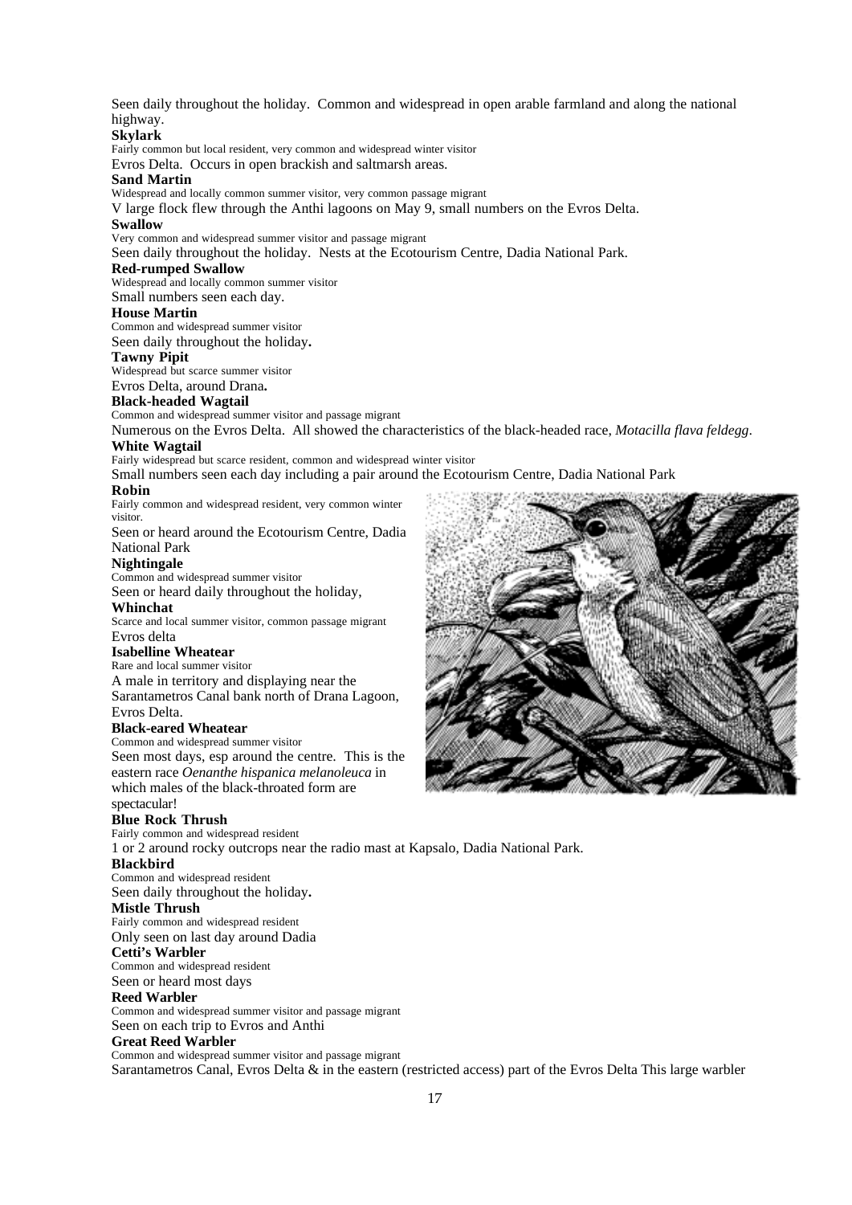Seen daily throughout the holiday. Common and widespread in open arable farmland and along the national highway.

**Skylark**
Fairly common but local resident, very common and widespread winter visitor
Evros Delta. Occurs in open brackish and saltmarsh areas.

**Sand Martin**
Widespread and locally common summer visitor, very common passage migrant
V large flock flew through the Anthi lagoons on May 9, small numbers on the Evros Delta.

**Swallow**
Very common and widespread summer visitor and passage migrant
Seen daily throughout the holiday. Nests at the Ecotourism Centre, Dadia National Park.

**Red-rumped Swallow**
Widespread and locally common summer visitor
Small numbers seen each day.

**House Martin**
Common and widespread summer visitor
Seen daily throughout the holiday**.**

**Tawny Pipit**
Widespread but scarce summer visitor
Evros Delta, around Drana**.**

**Black-headed Wagtail**
Common and widespread summer visitor and passage migrant
Numerous on the Evros Delta. All showed the characteristics of the black-headed race, *Motacilla flava feldegg*.

**White Wagtail**
Fairly widespread but scarce resident, common and widespread winter visitor
Small numbers seen each day including a pair around the Ecotourism Centre, Dadia National Park

**Robin**
Fairly common and widespread resident, very common winter visitor.
Seen or heard around the Ecotourism Centre, Dadia National Park

**Nightingale**
Common and widespread summer visitor
Seen or heard daily throughout the holiday,

**Whinchat**
Scarce and local summer visitor, common passage migrant
Evros delta

**Isabelline Wheatear**
Rare and local summer visitor
A male in territory and displaying near the Sarantametros Canal bank north of Drana Lagoon, Evros Delta.

**Black-eared Wheatear**
Common and widespread summer visitor
Seen most days, esp around the centre. This is the eastern race *Oenanthe hispanica melanoleuca* in which males of the black-throated form are spectacular!

**Blue Rock Thrush**
Fairly common and widespread resident
1 or 2 around rocky outcrops near the radio mast at Kapsalo, Dadia National Park.

**Blackbird**
Common and widespread resident
Seen daily throughout the holiday**.**

**Mistle Thrush**
Fairly common and widespread resident
Only seen on last day around Dadia

**Cetti's Warbler**
Common and widespread resident
Seen or heard most days

**Reed Warbler**
Common and widespread summer visitor and passage migrant
Seen on each trip to Evros and Anthi

**Great Reed Warbler**
Common and widespread summer visitor and passage migrant
Sarantametros Canal, Evros Delta & in the eastern (restricted access) part of the Evros Delta This large warbler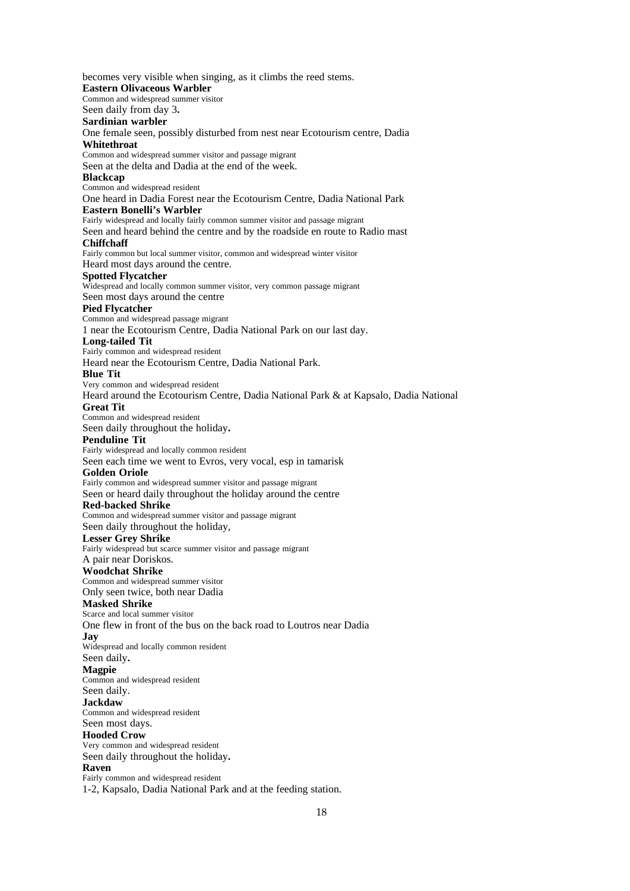becomes very visible when singing, as it climbs the reed stems.

**Eastern Olivaceous Warbler**
Common and widespread summer visitor
Seen daily from day 3**.**

**Sardinian warbler**
One female seen, possibly disturbed from nest near Ecotourism centre, Dadia

**Whitethroat**
Common and widespread summer visitor and passage migrant
Seen at the delta and Dadia at the end of the week.

**Blackcap**
Common and widespread resident
One heard in Dadia Forest near the Ecotourism Centre, Dadia National Park

**Eastern Bonelli's Warbler**
Fairly widespread and locally fairly common summer visitor and passage migrant
Seen and heard behind the centre and by the roadside en route to Radio mast

**Chiffchaff**
Fairly common but local summer visitor, common and widespread winter visitor
Heard most days around the centre.

**Spotted Flycatcher**
Widespread and locally common summer visitor, very common passage migrant
Seen most days around the centre

**Pied Flycatcher**
Common and widespread passage migrant
1 near the Ecotourism Centre, Dadia National Park on our last day.

**Long-tailed Tit**
Fairly common and widespread resident
Heard near the Ecotourism Centre, Dadia National Park.

**Blue Tit**
Very common and widespread resident
Heard around the Ecotourism Centre, Dadia National Park & at Kapsalo, Dadia National

**Great Tit**
Common and widespread resident
Seen daily throughout the holiday**.**

**Penduline Tit**
Fairly widespread and locally common resident
Seen each time we went to Evros, very vocal, esp in tamarisk

**Golden Oriole**
Fairly common and widespread summer visitor and passage migrant
Seen or heard daily throughout the holiday around the centre

**Red-backed Shrike**
Common and widespread summer visitor and passage migrant
Seen daily throughout the holiday,

**Lesser Grey Shrike**
Fairly widespread but scarce summer visitor and passage migrant
A pair near Doriskos.

**Woodchat Shrike**
Common and widespread summer visitor
Only seen twice, both near Dadia

**Masked Shrike**
Scarce and local summer visitor
One flew in front of the bus on the back road to Loutros near Dadia

**Jay**
Widespread and locally common resident
Seen daily**.**

**Magpie**
Common and widespread resident
Seen daily.

**Jackdaw**
Common and widespread resident
Seen most days.

**Hooded Crow**
Very common and widespread resident
Seen daily throughout the holiday**.**

**Raven**
Fairly common and widespread resident
1-2, Kapsalo, Dadia National Park and at the feeding station.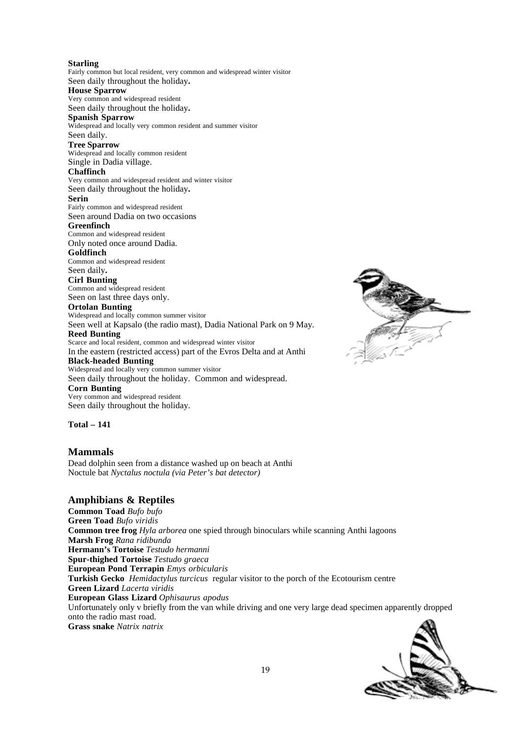**Starling**
Fairly common but local resident, very common and widespread winter visitor
Seen daily throughout the holiday**.**

**House Sparrow**
Very common and widespread resident
Seen daily throughout the holiday**.**

**Spanish Sparrow**
Widespread and locally very common resident and summer visitor
Seen daily.

**Tree Sparrow**
Widespread and locally common resident
Single in Dadia village.

**Chaffinch**
Very common and widespread resident and winter visitor
Seen daily throughout the holiday**.**

**Serin**
Fairly common and widespread resident
Seen around Dadia on two occasions

**Greenfinch**
Common and widespread resident
Only noted once around Dadia.

**Goldfinch**
Common and widespread resident
Seen daily**.**

**Cirl Bunting**
Common and widespread resident
Seen on last three days only.

**Ortolan Bunting**
Widespread and locally common summer visitor
Seen well at Kapsalo (the radio mast), Dadia National Park on 9 May.

**Reed Bunting**
Scarce and local resident, common and widespread winter visitor
In the eastern (restricted access) part of the Evros Delta and at Anthi

**Black-headed Bunting**
Widespread and locally very common summer visitor
Seen daily throughout the holiday. Common and widespread.

**Corn Bunting**
Very common and widespread resident
Seen daily throughout the holiday.

**Total – 141**

## Mammals

Dead dolphin seen from a distance washed up on beach at Anthi
Noctule bat *Nyctalus noctula (via Peter's bat detector)*

## Amphibians & Reptiles

**Common Toad** *Bufo bufo*
**Green Toad** *Bufo viridis*
**Common tree frog** *Hyla arborea* one spied through binoculars while scanning Anthi lagoons
**Marsh Frog** *Rana ridibunda*
**Hermann's Tortoise** *Testudo hermanni*
**Spur-thighed Tortoise** *Testudo graeca*
**European Pond Terrapin** *Emys orbicularis*
**Turkish Gecko** *Hemidactylus turcicus* regular visitor to the porch of the Ecotourism centre
**Green Lizard** *Lacerta viridis*
**European Glass Lizard** *Ophisaurus apodus*
Unfortunately only v briefly from the van while driving and one very large dead specimen apparently dropped onto the radio mast road.
**Grass snake** *Natrix natrix*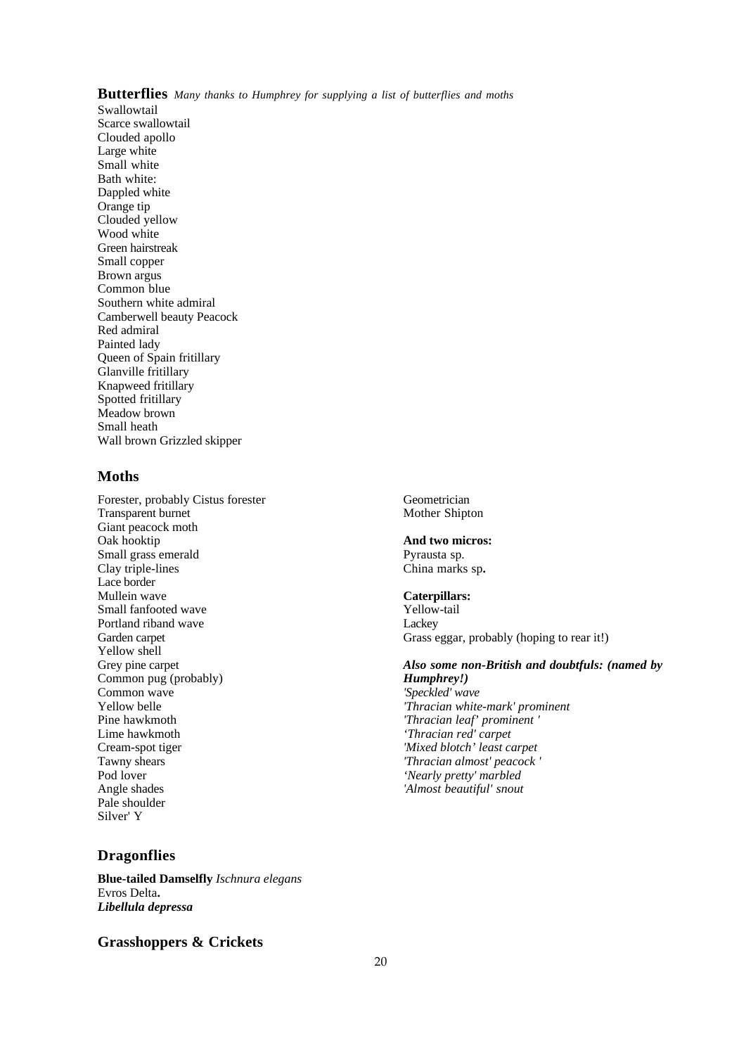## Butterflies *Many thanks to Humphrey for supplying a list of butterflies and moths*

Swallowtail
Scarce swallowtail
Clouded apollo
Large white
Small white
Bath white:
Dappled white
Orange tip
Clouded yellow
Wood white
Green hairstreak
Small copper
Brown argus
Common blue
Southern white admiral
Camberwell beauty Peacock
Red admiral
Painted lady
Queen of Spain fritillary
Glanville fritillary
Knapweed fritillary
Spotted fritillary
Meadow brown
Small heath
Wall brown Grizzled skipper

## Moths

Forester, probably Cistus forester
Transparent burnet
Giant peacock moth
Oak hooktip
Small grass emerald
Clay triple-lines
Lace border
Mullein wave
Small fanfooted wave
Portland riband wave
Garden carpet
Yellow shell
Grey pine carpet
Common pug (probably)
Common wave
Yellow belle
Pine hawkmoth
Lime hawkmoth
Cream-spot tiger
Tawny shears
Pod lover
Angle shades
Pale shoulder
Silver' Y
Geometrician
Mother Shipton

**And two micros:**
Pyrausta sp.
China marks sp**.**

**Caterpillars:**
Yellow-tail
Lackey
Grass eggar, probably (hoping to rear it!)

***Also some non-British and doubtfuls: (named by Humphrey!)***
*'Speckled' wave*
*'Thracian white-mark' prominent*
*'Thracian leaf' prominent '*
*'Thracian red' carpet*
*'Mixed blotch' least carpet*
*'Thracian almost' peacock '*
*'Nearly pretty' marbled*
*'Almost beautiful' snout*

## Dragonflies

**Blue-tailed Damselfly** *Ischnura elegans*
Evros Delta**.**
***Libellula depressa***

## Grasshoppers & Crickets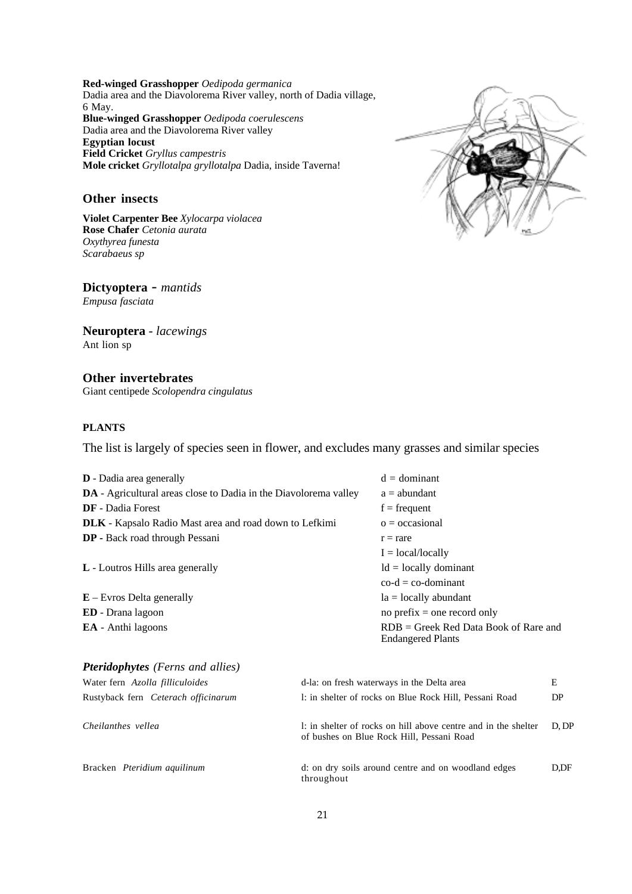**Red-winged Grasshopper** *Oedipoda germanica*
Dadia area and the Diavolorema River valley, north of Dadia village, 6 May.
**Blue-winged Grasshopper** *Oedipoda coerulescens*
Dadia area and the Diavolorema River valley
**Egyptian locust**
**Field Cricket** *Gryllus campestris*
**Mole cricket** *Gryllotalpa gryllotalpa* Dadia, inside Taverna!

## Other insects

**Violet Carpenter Bee** *Xylocarpa violacea*
**Rose Chafer** *Cetonia aurata*
*Oxythyrea funesta*
*Scarabaeus sp*

## Dictyoptera - *mantids*

*Empusa fasciata*

## Neuroptera - *lacewings*

Ant lion sp

## Other invertebrates

Giant centipede *Scolopendra cingulatus*

### PLANTS

The list is largely of species seen in flower, and excludes many grasses and similar species

| | |
|---|---|
| **D** - Dadia area generally | d = dominant |
| **DA** - Agricultural areas close to Dadia in the Diavolorema valley | a = abundant |
| **DF** - Dadia Forest | f = frequent |
| **DLK** - Kapsalo Radio Mast area and road down to Lefkimi | o = occasional |
| **DP** - Back road through Pessani | r = rare |
| | I = local/locally |
| **L** - Loutros Hills area generally | ld = locally dominant |
| | co-d = co-dominant |
| **E** – Evros Delta generally | la = locally abundant |
| **ED** - Drana lagoon | no prefix = one record only |
| **EA** - Anthi lagoons | RDB = Greek Red Data Book of Rare and Endangered Plants |

### *Pteridophytes (Ferns and allies)*

| | | |
|---|---|---|
| Water fern *Azolla filliculoides* | d-la: on fresh waterways in the Delta area | E |
| Rustyback fern *Ceterach officinarum* | l: in shelter of rocks on Blue Rock Hill, Pessani Road | DP |
| *Cheilanthes vellea* | l: in shelter of rocks on hill above centre and in the shelter of bushes on Blue Rock Hill, Pessani Road | D, DP |
| Bracken *Pteridium aquilinum* | d: on dry soils around centre and on woodland edges throughout | D,DF |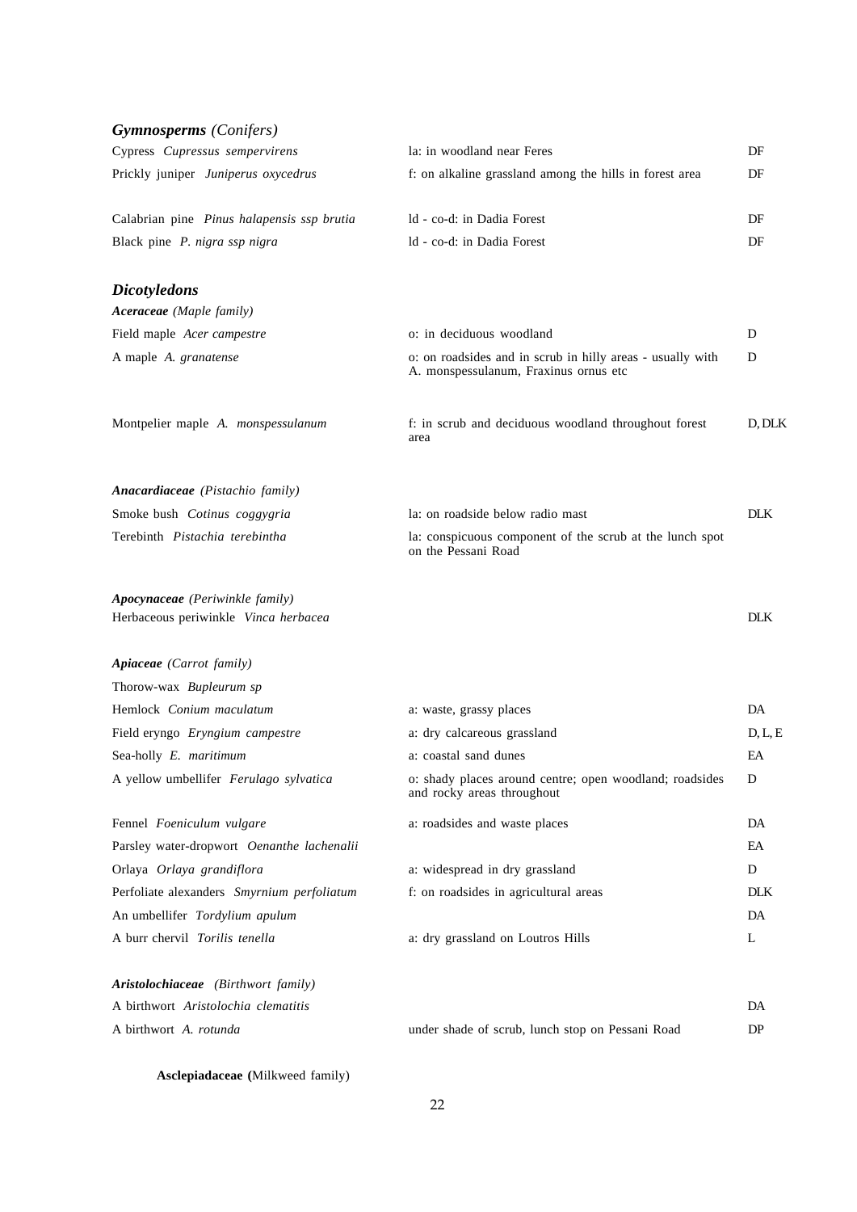## *Gymnosperms* *(Conifers)*

| | | |
|---|---|---|
| Cypress *Cupressus sempervirens* | la: in woodland near Feres | DF |
| Prickly juniper *Juniperus oxycedrus* | f: on alkaline grassland among the hills in forest area | DF |
| Calabrian pine *Pinus halapensis ssp brutia* | ld - co-d: in Dadia Forest | DF |
| Black pine *P. nigra ssp nigra* | ld - co-d: in Dadia Forest | DF |

## *Dicotyledons*

***Aceraceae*** *(Maple family)*

| | | |
|---|---|---|
| Field maple *Acer campestre* | o: in deciduous woodland | D |
| A maple *A. granatense* | o: on roadsides and in scrub in hilly areas - usually with A. monspessulanum, Fraxinus ornus etc | D |
| Montpelier maple *A. monspessulanum* | f: in scrub and deciduous woodland throughout forest area | D, DLK |

***Anacardiaceae*** *(Pistachio family)*

| | | |
|---|---|---|
| Smoke bush *Cotinus coggygria* | la: on roadside below radio mast | DLK |
| Terebinth *Pistachia terebintha* | la: conspicuous component of the scrub at the lunch spot on the Pessani Road | |

***Apocynaceae*** *(Periwinkle family)*

| | | |
|---|---|---|
| Herbaceous periwinkle *Vinca herbacea* | | DLK |

***Apiaceae*** *(Carrot family)*

| | | |
|---|---|---|
| Thorow-wax *Bupleurum sp* | | |
| Hemlock *Conium maculatum* | a: waste, grassy places | DA |
| Field eryngo *Eryngium campestre* | a: dry calcareous grassland | D, L, E |
| Sea-holly *E. maritimum* | a: coastal sand dunes | EA |
| A yellow umbellifer *Ferulago sylvatica* | o: shady places around centre; open woodland; roadsides and rocky areas throughout | D |
| Fennel *Foeniculum vulgare* | a: roadsides and waste places | DA |
| Parsley water-dropwort *Oenanthe lachenalii* | | EA |
| Orlaya *Orlaya grandiflora* | a: widespread in dry grassland | D |
| Perfoliate alexanders *Smyrnium perfoliatum* | f: on roadsides in agricultural areas | DLK |
| An umbellifer *Tordylium apulum* | | DA |
| A burr chervil *Torilis tenella* | a: dry grassland on Loutros Hills | L |

***Aristolochiaceae*** *(Birthwort family)*

| | | |
|---|---|---|
| A birthwort *Aristolochia clematitis* | | DA |
| A birthwort *A. rotunda* | under shade of scrub, lunch stop on Pessani Road | DP |

**Asclepiadaceae (**Milkweed family)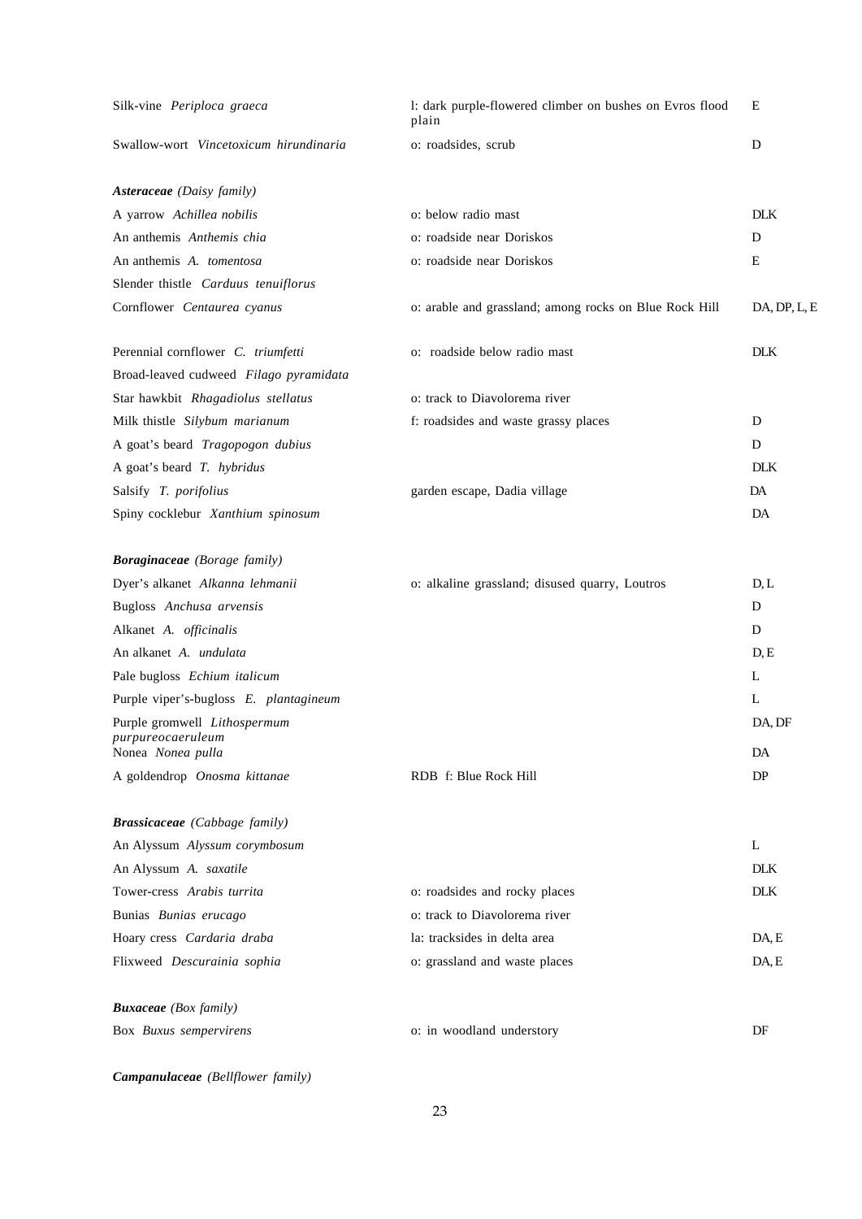| | | |
|---|---|---|
| Silk-vine *Periploca graeca* | l: dark purple-flowered climber on bushes on Evros flood plain | E |
| Swallow-wort *Vincetoxicum hirundinaria* | o: roadsides, scrub | D |
| | | |
| ***Asteraceae*** *(Daisy family)* | | |
| A yarrow *Achillea nobilis* | o: below radio mast | DLK |
| An anthemis *Anthemis chia* | o: roadside near Doriskos | D |
| An anthemis *A. tomentosa* | o: roadside near Doriskos | E |
| Slender thistle *Carduus tenuiflorus* | | |
| Cornflower *Centaurea cyanus* | o: arable and grassland; among rocks on Blue Rock Hill | DA, DP, L, E |
| Perennial cornflower *C. triumfetti* | o: roadside below radio mast | DLK |
| Broad-leaved cudweed *Filago pyramidata* | | |
| Star hawkbit *Rhagadiolus stellatus* | o: track to Diavolorema river | |
| Milk thistle *Silybum marianum* | f: roadsides and waste grassy places | D |
| A goat's beard *Tragopogon dubius* | | D |
| A goat's beard *T. hybridus* | | DLK |
| Salsify *T. porifolius* | garden escape, Dadia village | DA |
| Spiny cocklebur *Xanthium spinosum* | | DA |
| | | |
| ***Boraginaceae*** *(Borage family)* | | |
| Dyer's alkanet *Alkanna lehmanii* | o: alkaline grassland; disused quarry, Loutros | D, L |
| Bugloss *Anchusa arvensis* | | D |
| Alkanet *A. officinalis* | | D |
| An alkanet *A. undulata* | | D, E |
| Pale bugloss *Echium italicum* | | L |
| Purple viper's-bugloss *E. plantagineum* | | L |
| Purple gromwell *Lithospermum purpureocaeruleum* | | DA, DF |
| Nonea *Nonea pulla* | | DA |
| A goldendrop *Onosma kittanae* | RDB f: Blue Rock Hill | DP |
| | | |
| ***Brassicaceae*** *(Cabbage family)* | | |
| An Alyssum *Alyssum corymbosum* | | L |
| An Alyssum *A. saxatile* | | DLK |
| Tower-cress *Arabis turrita* | o: roadsides and rocky places | DLK |
| Bunias *Bunias erucago* | o: track to Diavolorema river | |
| Hoary cress *Cardaria draba* | la: tracksides in delta area | DA, E |
| Flixweed *Descurainia sophia* | o: grassland and waste places | DA, E |
| | | |
| ***Buxaceae*** *(Box family)* | | |
| Box *Buxus sempervirens* | o: in woodland understory | DF |
| | | |
| ***Campanulaceae*** *(Bellflower family)* | | |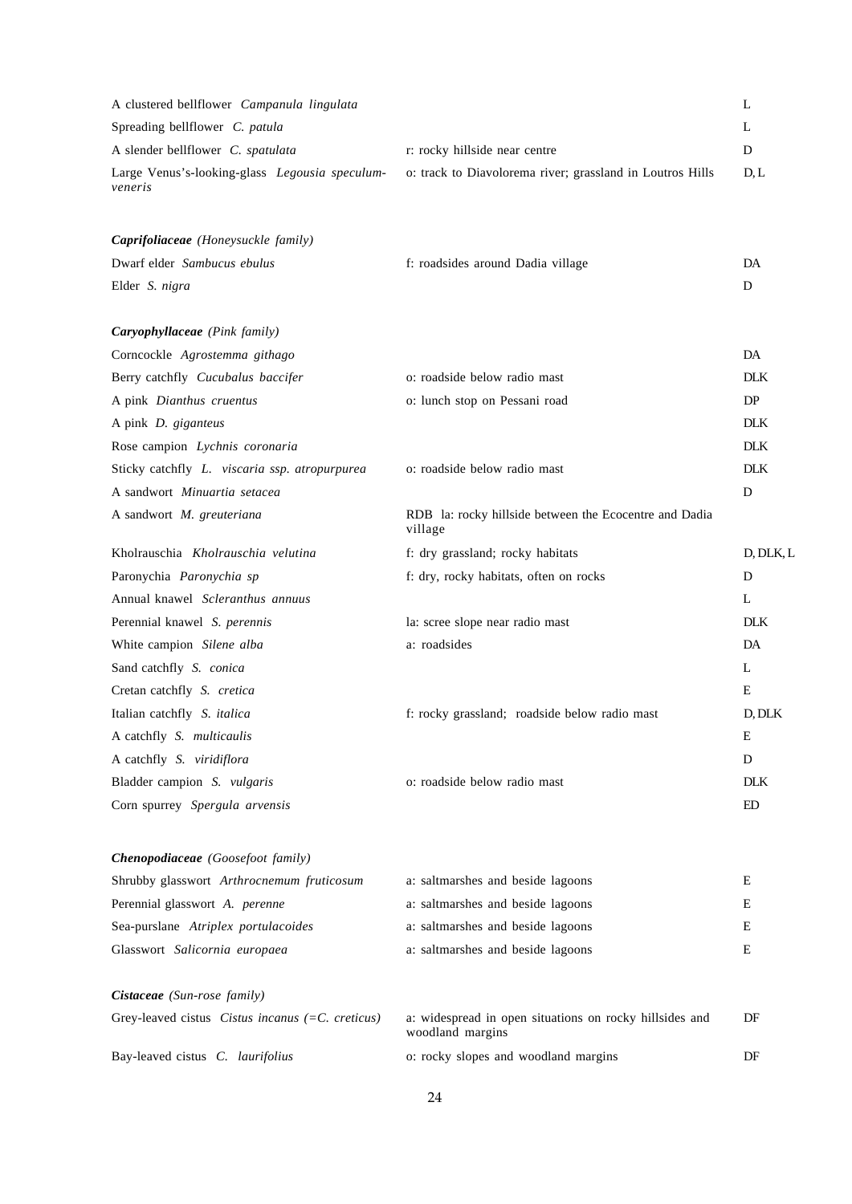| | | |
|---|---|---|
| A clustered bellflower *Campanula lingulata* | | L |
| Spreading bellflower *C. patula* | | L |
| A slender bellflower *C. spatulata* | r: rocky hillside near centre | D |
| Large Venus's-looking-glass *Legousia speculum-veneris* | o: track to Diavolorema river; grassland in Loutros Hills | D, L |

***Caprifoliaceae*** *(Honeysuckle family)*

| | | |
|---|---|---|
| Dwarf elder *Sambucus ebulus* | f: roadsides around Dadia village | DA |
| Elder *S. nigra* | | D |

***Caryophyllaceae*** *(Pink family)*

| | | |
|---|---|---|
| Corncockle *Agrostemma githago* | | DA |
| Berry catchfly *Cucubalus baccifer* | o: roadside below radio mast | DLK |
| A pink *Dianthus cruentus* | o: lunch stop on Pessani road | DP |
| A pink *D. giganteus* | | DLK |
| Rose campion *Lychnis coronaria* | | DLK |
| Sticky catchfly *L. viscaria ssp. atropurpurea* | o: roadside below radio mast | DLK |
| A sandwort *Minuartia setacea* | | D |
| A sandwort *M. greuteriana* | RDB la: rocky hillside between the Ecocentre and Dadia village | |
| Kholrauschia *Kholrauschia velutina* | f: dry grassland; rocky habitats | D, DLK, L |
| Paronychia *Paronychia sp* | f: dry, rocky habitats, often on rocks | D |
| Annual knawel *Scleranthus annuus* | | L |
| Perennial knawel *S. perennis* | la: scree slope near radio mast | DLK |
| White campion *Silene alba* | a: roadsides | DA |
| Sand catchfly *S. conica* | | L |
| Cretan catchfly *S. cretica* | | E |
| Italian catchfly *S. italica* | f: rocky grassland; roadside below radio mast | D, DLK |
| A catchfly *S. multicaulis* | | E |
| A catchfly *S. viridiflora* | | D |
| Bladder campion *S. vulgaris* | o: roadside below radio mast | DLK |
| Corn spurrey *Spergula arvensis* | | ED |

***Chenopodiaceae*** *(Goosefoot family)*

| | | |
|---|---|---|
| Shrubby glasswort *Arthrocnemum fruticosum* | a: saltmarshes and beside lagoons | E |
| Perennial glasswort *A. perenne* | a: saltmarshes and beside lagoons | E |
| Sea-purslane *Atriplex portulacoides* | a: saltmarshes and beside lagoons | E |
| Glasswort *Salicornia europaea* | a: saltmarshes and beside lagoons | E |

***Cistaceae*** *(Sun-rose family)*

| | | |
|---|---|---|
| Grey-leaved cistus *Cistus incanus (=C. creticus)* | a: widespread in open situations on rocky hillsides and woodland margins | DF |
| Bay-leaved cistus *C. laurifolius* | o: rocky slopes and woodland margins | DF |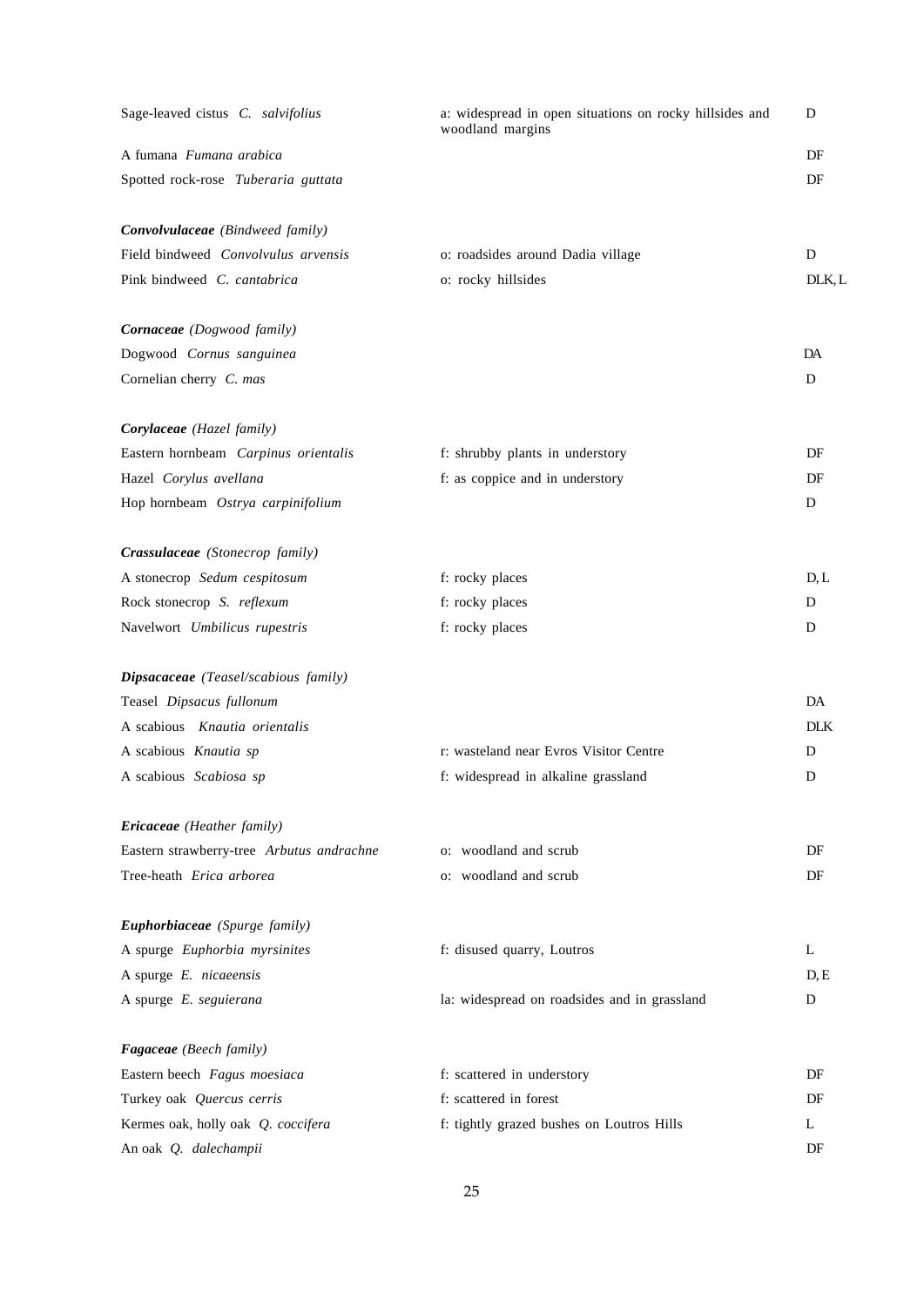| | | |
|---|---|---|
| Sage-leaved cistus *C. salvifolius* | a: widespread in open situations on rocky hillsides and woodland margins | D |
| A fumana *Fumana arabica* | | DF |
| Spotted rock-rose *Tuberaria guttata* | | DF |
| | | |
| ***Convolvulaceae*** *(Bindweed family)* | | |
| Field bindweed *Convolvulus arvensis* | o: roadsides around Dadia village | D |
| Pink bindweed *C. cantabrica* | o: rocky hillsides | DLK, L |
| | | |
| ***Cornaceae*** *(Dogwood family)* | | |
| Dogwood *Cornus sanguinea* | | DA |
| Cornelian cherry *C. mas* | | D |
| | | |
| ***Corylaceae*** *(Hazel family)* | | |
| Eastern hornbeam *Carpinus orientalis* | f: shrubby plants in understory | DF |
| Hazel *Corylus avellana* | f: as coppice and in understory | DF |
| Hop hornbeam *Ostrya carpinifolium* | | D |
| | | |
| ***Crassulaceae*** *(Stonecrop family)* | | |
| A stonecrop *Sedum cespitosum* | f: rocky places | D, L |
| Rock stonecrop *S. reflexum* | f: rocky places | D |
| Navelwort *Umbilicus rupestris* | f: rocky places | D |
| | | |
| ***Dipsacaceae*** *(Teasel/scabious family)* | | |
| Teasel *Dipsacus fullonum* | | DA |
| A scabious *Knautia orientalis* | | DLK |
| A scabious *Knautia sp* | r: wasteland near Evros Visitor Centre | D |
| A scabious *Scabiosa sp* | f: widespread in alkaline grassland | D |
| | | |
| ***Ericaceae*** *(Heather family)* | | |
| Eastern strawberry-tree *Arbutus andrachne* | o: woodland and scrub | DF |
| Tree-heath *Erica arborea* | o: woodland and scrub | DF |
| | | |
| ***Euphorbiaceae*** *(Spurge family)* | | |
| A spurge *Euphorbia myrsinites* | f: disused quarry, Loutros | L |
| A spurge *E. nicaeensis* | | D, E |
| A spurge *E. seguierana* | la: widespread on roadsides and in grassland | D |
| | | |
| ***Fagaceae*** *(Beech family)* | | |
| Eastern beech *Fagus moesiaca* | f: scattered in understory | DF |
| Turkey oak *Quercus cerris* | f: scattered in forest | DF |
| Kermes oak, holly oak *Q. coccifera* | f: tightly grazed bushes on Loutros Hills | L |
| An oak *Q. dalechampii* | | DF |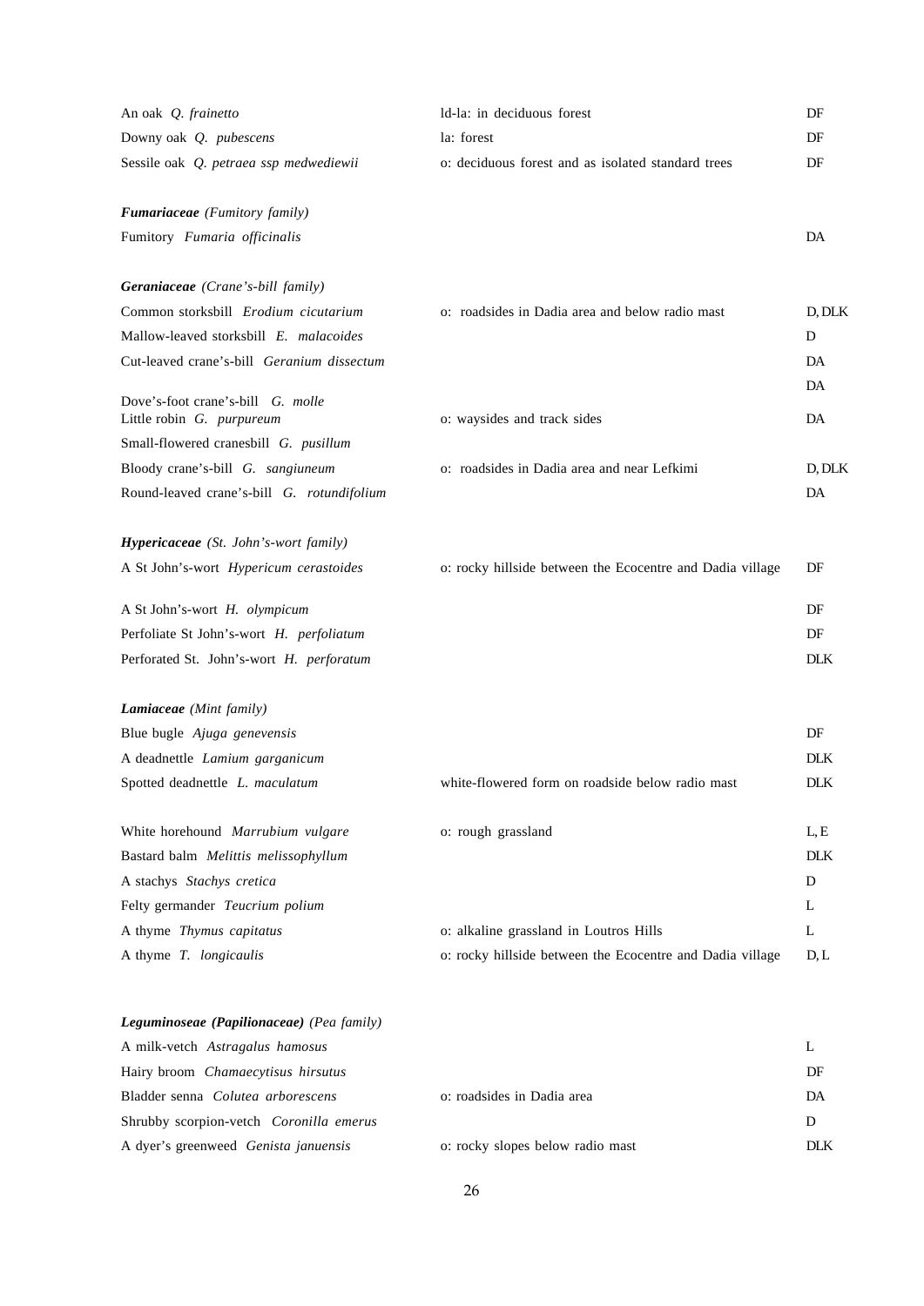| | | |
|---|---|---|
| An oak *Q. frainetto* | ld-la: in deciduous forest | DF |
| Downy oak *Q. pubescens* | la: forest | DF |
| Sessile oak *Q. petraea ssp medwediewii* | o: deciduous forest and as isolated standard trees | DF |
| | | |
| ***Fumariaceae*** *(Fumitory family)* | | |
| Fumitory *Fumaria officinalis* | | DA |
| | | |
| ***Geraniaceae*** *(Crane's-bill family)* | | |
| Common storksbill *Erodium cicutarium* | o: roadsides in Dadia area and below radio mast | D, DLK |
| Mallow-leaved storksbill *E. malacoides* | | D |
| Cut-leaved crane's-bill *Geranium dissectum* | | DA |
| Dove's-foot crane's-bill *G. molle* | | DA |
| Little robin *G. purpureum* | o: waysides and track sides | DA |
| Small-flowered cranesbill *G. pusillum* | | |
| Bloody crane's-bill *G. sangiuneum* | o: roadsides in Dadia area and near Lefkimi | D, DLK |
| Round-leaved crane's-bill *G. rotundifolium* | | DA |
| | | |
| ***Hypericaceae*** *(St. John's-wort family)* | | |
| A St John's-wort *Hypericum cerastoides* | o: rocky hillside between the Ecocentre and Dadia village | DF |
| A St John's-wort *H. olympicum* | | DF |
| Perfoliate St John's-wort *H. perfoliatum* | | DF |
| Perforated St. John's-wort *H. perforatum* | | DLK |
| | | |
| ***Lamiaceae*** *(Mint family)* | | |
| Blue bugle *Ajuga genevensis* | | DF |
| A deadnettle *Lamium garganicum* | | DLK |
| Spotted deadnettle *L. maculatum* | white-flowered form on roadside below radio mast | DLK |
| White horehound *Marrubium vulgare* | o: rough grassland | L, E |
| Bastard balm *Melittis melissophyllum* | | DLK |
| A stachys *Stachys cretica* | | D |
| Felty germander *Teucrium polium* | | L |
| A thyme *Thymus capitatus* | o: alkaline grassland in Loutros Hills | L |
| A thyme *T. longicaulis* | o: rocky hillside between the Ecocentre and Dadia village | D, L |
| | | |
| ***Leguminoseae (Papilionaceae)*** *(Pea family)* | | |
| A milk-vetch *Astragalus hamosus* | | L |
| Hairy broom *Chamaecytisus hirsutus* | | DF |
| Bladder senna *Colutea arborescens* | o: roadsides in Dadia area | DA |
| Shrubby scorpion-vetch *Coronilla emerus* | | D |
| A dyer's greenweed *Genista januensis* | o: rocky slopes below radio mast | DLK |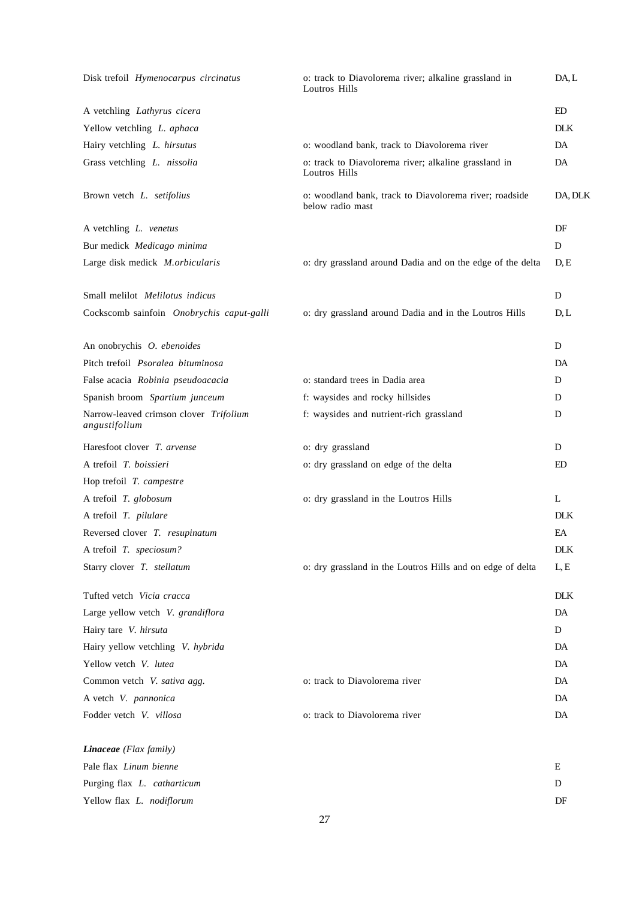| | | |
|---|---|---|
| Disk trefoil *Hymenocarpus circinatus* | o: track to Diavolorema river; alkaline grassland in Loutros Hills | DA, L |
| A vetchling *Lathyrus cicera* | | ED |
| Yellow vetchling *L. aphaca* | | DLK |
| Hairy vetchling *L. hirsutus* | o: woodland bank, track to Diavolorema river | DA |
| Grass vetchling *L. nissolia* | o: track to Diavolorema river; alkaline grassland in Loutros Hills | DA |
| Brown vetch *L. setifolius* | o: woodland bank, track to Diavolorema river; roadside below radio mast | DA, DLK |
| A vetchling *L. venetus* | | DF |
| Bur medick *Medicago minima* | | D |
| Large disk medick *M.orbicularis* | o: dry grassland around Dadia and on the edge of the delta | D, E |
| Small melilot *Melilotus indicus* | | D |
| Cockscomb sainfoin *Onobrychis caput-galli* | o: dry grassland around Dadia and in the Loutros Hills | D, L |
| An onobrychis *O. ebenoides* | | D |
| Pitch trefoil *Psoralea bituminosa* | | DA |
| False acacia *Robinia pseudoacacia* | o: standard trees in Dadia area | D |
| Spanish broom *Spartium junceum* | f: waysides and rocky hillsides | D |
| Narrow-leaved crimson clover *Trifolium angustifolium* | f: waysides and nutrient-rich grassland | D |
| Haresfoot clover *T. arvense* | o: dry grassland | D |
| A trefoil *T. boissieri* | o: dry grassland on edge of the delta | ED |
| Hop trefoil *T. campestre* | | |
| A trefoil *T. globosum* | o: dry grassland in the Loutros Hills | L |
| A trefoil *T. pilulare* | | DLK |
| Reversed clover *T. resupinatum* | | EA |
| A trefoil *T. speciosum?* | | DLK |
| Starry clover *T. stellatum* | o: dry grassland in the Loutros Hills and on edge of delta | L, E |
| Tufted vetch *Vicia cracca* | | DLK |
| Large yellow vetch *V. grandiflora* | | DA |
| Hairy tare *V. hirsuta* | | D |
| Hairy yellow vetchling *V. hybrida* | | DA |
| Yellow vetch *V. lutea* | | DA |
| Common vetch *V. sativa agg.* | o: track to Diavolorema river | DA |
| A vetch *V. pannonica* | | DA |
| Fodder vetch *V. villosa* | o: track to Diavolorema river | DA |
| ***Linaceae*** *(Flax family)* | | |
| Pale flax *Linum bienne* | | E |
| Purging flax *L. catharticum* | | D |
| Yellow flax *L. nodiflorum* | | DF |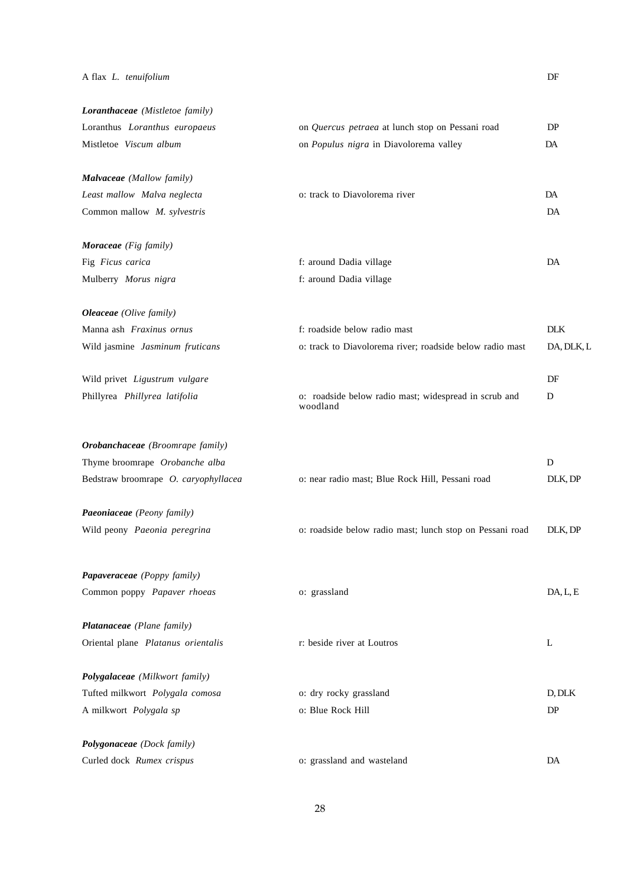| | | |
|---|---|---|
| A flax *L. tenuifolium* | | DF |
| ***Loranthaceae*** *(Mistletoe family)* | | |
| Loranthus *Loranthus europaeus* | on *Quercus petraea* at lunch stop on Pessani road | DP |
| Mistletoe *Viscum album* | on *Populus nigra* in Diavolorema valley | DA |
| ***Malvaceae*** *(Mallow family)* | | |
| *Least mallow Malva neglecta* | o: track to Diavolorema river | DA |
| Common mallow *M. sylvestris* | | DA |
| ***Moraceae*** *(Fig family)* | | |
| Fig *Ficus carica* | f: around Dadia village | DA |
| Mulberry *Morus nigra* | f: around Dadia village | |
| ***Oleaceae*** *(Olive family)* | | |
| Manna ash *Fraxinus ornus* | f: roadside below radio mast | DLK |
| Wild jasmine *Jasminum fruticans* | o: track to Diavolorema river; roadside below radio mast | DA, DLK, L |
| Wild privet *Ligustrum vulgare* | | DF |
| Phillyrea *Phillyrea latifolia* | o: roadside below radio mast; widespread in scrub and woodland | D |
| ***Orobanchaceae*** *(Broomrape family)* | | |
| Thyme broomrape *Orobanche alba* | | D |
| Bedstraw broomrape *O. caryophyllacea* | o: near radio mast; Blue Rock Hill, Pessani road | DLK, DP |
| ***Paeoniaceae*** *(Peony family)* | | |
| Wild peony *Paeonia peregrina* | o: roadside below radio mast; lunch stop on Pessani road | DLK, DP |
| ***Papaveraceae*** *(Poppy family)* | | |
| Common poppy *Papaver rhoeas* | o: grassland | DA, L, E |
| ***Platanaceae*** *(Plane family)* | | |
| Oriental plane *Platanus orientalis* | r: beside river at Loutros | L |
| ***Polygalaceae*** *(Milkwort family)* | | |
| Tufted milkwort *Polygala comosa* | o: dry rocky grassland | D, DLK |
| A milkwort *Polygala sp* | o: Blue Rock Hill | DP |
| ***Polygonaceae*** *(Dock family)* | | |
| Curled dock *Rumex crispus* | o: grassland and wasteland | DA |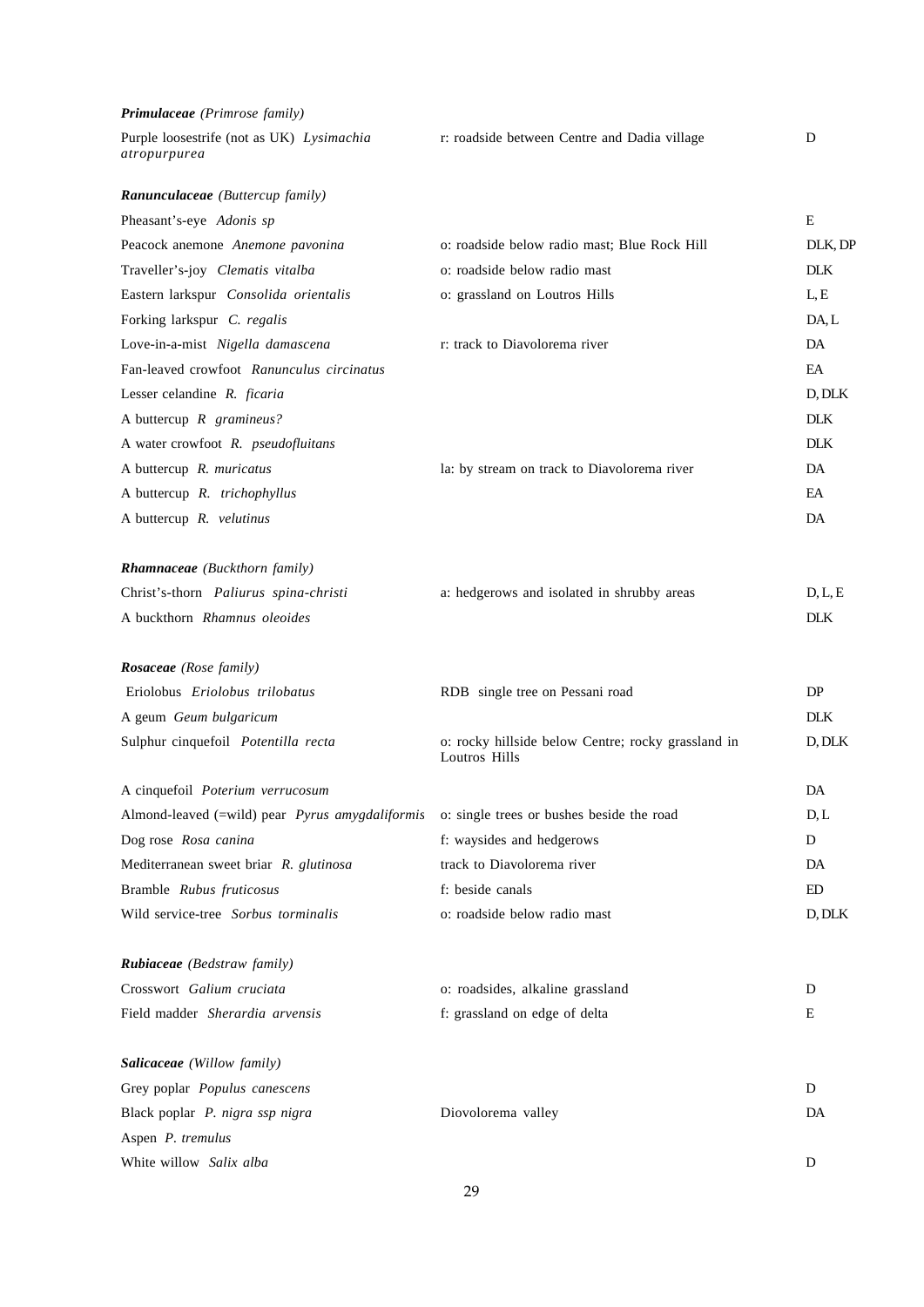***Primulaceae*** *(Primrose family)*

| | | |
|---|---|---|
| Purple loosestrife (not as UK) *Lysimachia atropurpurea* | r: roadside between Centre and Dadia village | D |

***Ranunculaceae*** *(Buttercup family)*

| | | |
|---|---|---|
| Pheasant's-eye *Adonis sp* | | E |
| Peacock anemone *Anemone pavonina* | o: roadside below radio mast; Blue Rock Hill | DLK, DP |
| Traveller's-joy *Clematis vitalba* | o: roadside below radio mast | DLK |
| Eastern larkspur *Consolida orientalis* | o: grassland on Loutros Hills | L, E |
| Forking larkspur *C. regalis* | | DA, L |
| Love-in-a-mist *Nigella damascena* | r: track to Diavolorema river | DA |
| Fan-leaved crowfoot *Ranunculus circinatus* | | EA |
| Lesser celandine *R. ficaria* | | D, DLK |
| A buttercup *R gramineus?* | | DLK |
| A water crowfoot *R. pseudofluitans* | | DLK |
| A buttercup *R. muricatus* | la: by stream on track to Diavolorema river | DA |
| A buttercup *R. trichophyllus* | | EA |
| A buttercup *R. velutinus* | | DA |

***Rhamnaceae*** *(Buckthorn family)*

| | | |
|---|---|---|
| Christ's-thorn *Paliurus spina-christi* | a: hedgerows and isolated in shrubby areas | D, L, E |
| A buckthorn *Rhamnus oleoides* | | DLK |

***Rosaceae*** *(Rose family)*

| | | |
|---|---|---|
| Eriolobus *Eriolobus trilobatus* | RDB single tree on Pessani road | DP |
| A geum *Geum bulgaricum* | | DLK |
| Sulphur cinquefoil *Potentilla recta* | o: rocky hillside below Centre; rocky grassland in Loutros Hills | D, DLK |
| A cinquefoil *Poterium verrucosum* | | DA |
| Almond-leaved (=wild) pear *Pyrus amygdaliformis* | o: single trees or bushes beside the road | D, L |
| Dog rose *Rosa canina* | f: waysides and hedgerows | D |
| Mediterranean sweet briar *R. glutinosa* | track to Diavolorema river | DA |
| Bramble *Rubus fruticosus* | f: beside canals | ED |
| Wild service-tree *Sorbus torminalis* | o: roadside below radio mast | D, DLK |

***Rubiaceae*** *(Bedstraw family)*

| | | |
|---|---|---|
| Crosswort *Galium cruciata* | o: roadsides, alkaline grassland | D |
| Field madder *Sherardia arvensis* | f: grassland on edge of delta | E |

***Salicaceae*** *(Willow family)*

| | | |
|---|---|---|
| Grey poplar *Populus canescens* | | D |
| Black poplar *P. nigra ssp nigra* | Diovolorema valley | DA |
| Aspen *P. tremulus* | | |
| White willow *Salix alba* | | D |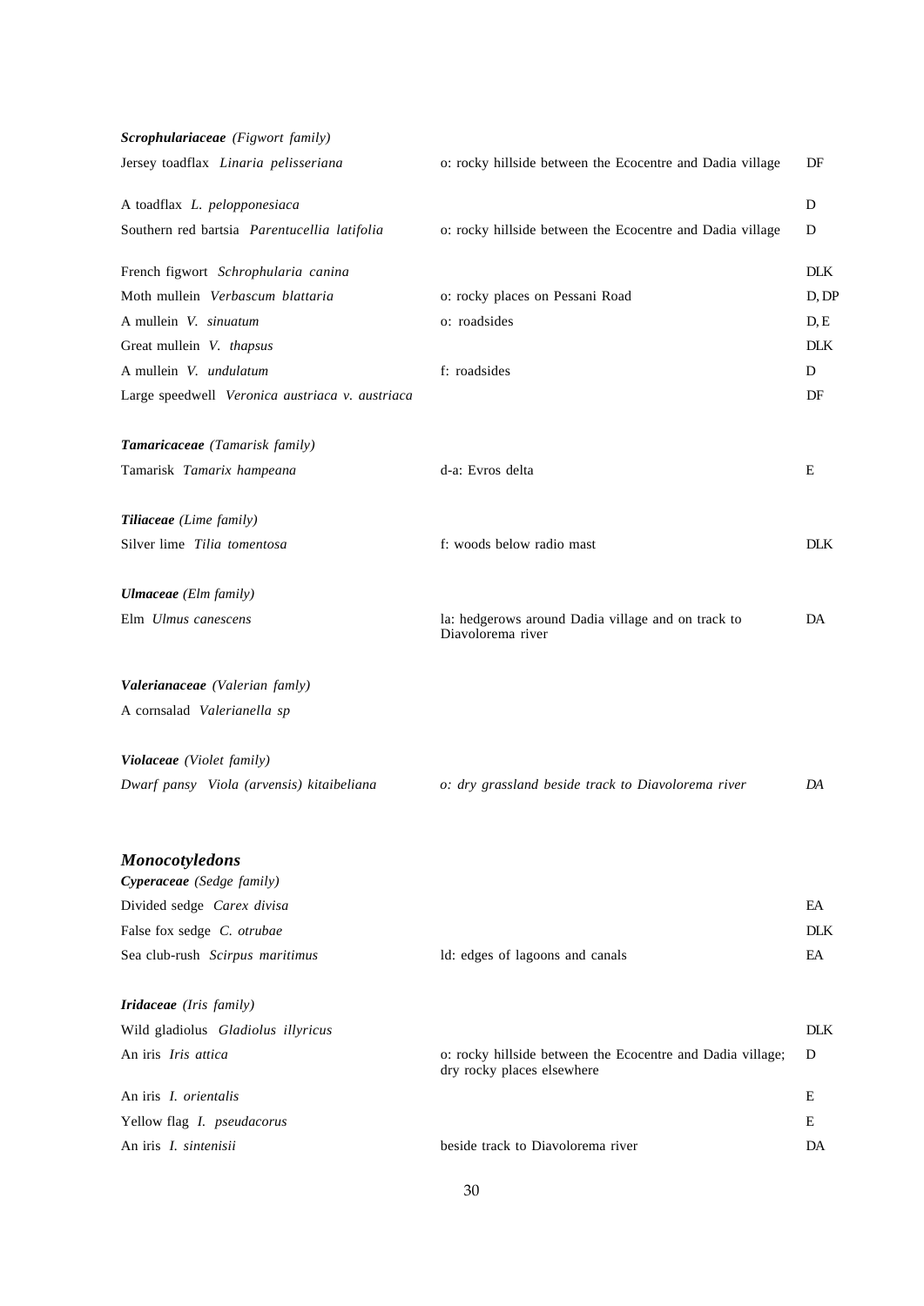***Scrophulariaceae*** *(Figwort family)*

| | | |
|---|---|---|
| Jersey toadflax *Linaria pelisseriana* | o: rocky hillside between the Ecocentre and Dadia village | DF |
| A toadflax *L. pelopponesiaca* | | D |
| Southern red bartsia *Parentucellia latifolia* | o: rocky hillside between the Ecocentre and Dadia village | D |
| French figwort *Schrophularia canina* | | DLK |
| Moth mullein *Verbascum blattaria* | o: rocky places on Pessani Road | D, DP |
| A mullein *V. sinuatum* | o: roadsides | D, E |
| Great mullein *V. thapsus* | | DLK |
| A mullein *V. undulatum* | f: roadsides | D |
| Large speedwell *Veronica austriaca v. austriaca* | | DF |

***Tamaricaceae*** *(Tamarisk family)*

| | | |
|---|---|---|
| Tamarisk *Tamarix hampeana* | d-a: Evros delta | E |

***Tiliaceae*** *(Lime family)*

| | | |
|---|---|---|
| Silver lime *Tilia tomentosa* | f: woods below radio mast | DLK |

***Ulmaceae*** *(Elm family)*

| | | |
|---|---|---|
| Elm *Ulmus canescens* | la: hedgerows around Dadia village and on track to Diavolorema river | DA |

***Valerianaceae*** *(Valerian famly)*

A cornsalad *Valerianella sp*

***Violaceae*** *(Violet family)*

| | | |
|---|---|---|
| *Dwarf pansy Viola (arvensis) kitaibeliana* | *o: dry grassland beside track to Diavolorema river* | *DA* |

## *Monocotyledons*

***Cyperaceae*** *(Sedge family)*

| | | |
|---|---|---|
| Divided sedge *Carex divisa* | | EA |
| False fox sedge *C. otrubae* | | DLK |
| Sea club-rush *Scirpus maritimus* | ld: edges of lagoons and canals | EA |

***Iridaceae*** *(Iris family)*

| | | |
|---|---|---|
| Wild gladiolus *Gladiolus illyricus* | | DLK |
| An iris *Iris attica* | o: rocky hillside between the Ecocentre and Dadia village; dry rocky places elsewhere | D |
| An iris *I. orientalis* | | E |
| Yellow flag *I. pseudacorus* | | E |
| An iris *I. sintenisii* | beside track to Diavolorema river | DA |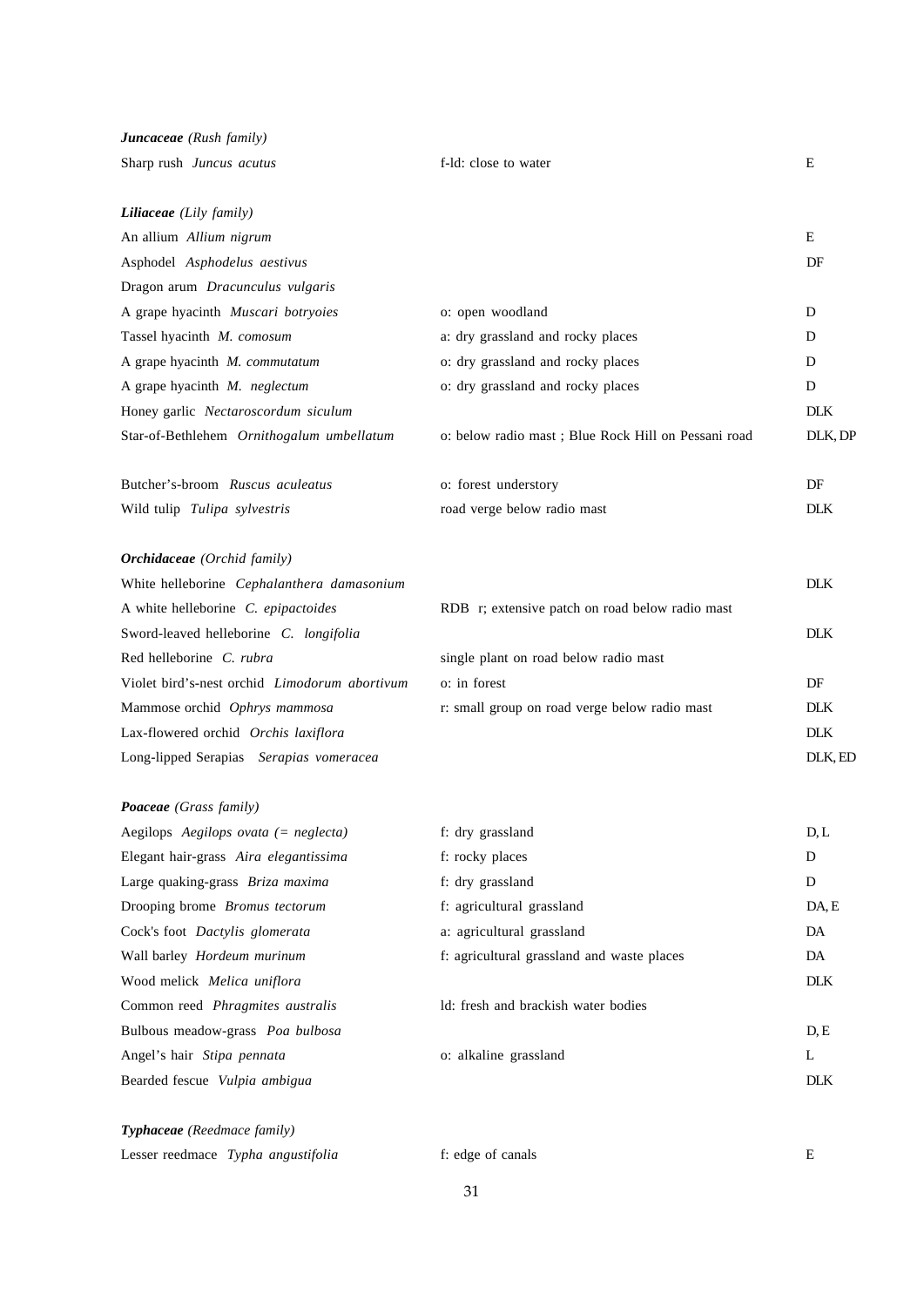| | | |
|---|---|---|
| ***Juncaceae*** *(Rush family)* | | |
| Sharp rush *Juncus acutus* | f-ld: close to water | E |
| | | |
| ***Liliaceae*** *(Lily family)* | | |
| An allium *Allium nigrum* | | E |
| Asphodel *Asphodelus aestivus* | | DF |
| Dragon arum *Dracunculus vulgaris* | | |
| A grape hyacinth *Muscari botryoies* | o: open woodland | D |
| Tassel hyacinth *M. comosum* | a: dry grassland and rocky places | D |
| A grape hyacinth *M. commutatum* | o: dry grassland and rocky places | D |
| A grape hyacinth *M. neglectum* | o: dry grassland and rocky places | D |
| Honey garlic *Nectaroscordum siculum* | | DLK |
| Star-of-Bethlehem *Ornithogalum umbellatum* | o: below radio mast ; Blue Rock Hill on Pessani road | DLK, DP |
| | | |
| Butcher's-broom *Ruscus aculeatus* | o: forest understory | DF |
| Wild tulip *Tulipa sylvestris* | road verge below radio mast | DLK |
| | | |
| ***Orchidaceae*** *(Orchid family)* | | |
| White helleborine *Cephalanthera damasonium* | | DLK |
| A white helleborine *C. epipactoides* | RDB r; extensive patch on road below radio mast | |
| Sword-leaved helleborine *C. longifolia* | | DLK |
| Red helleborine *C. rubra* | single plant on road below radio mast | |
| Violet bird's-nest orchid *Limodorum abortivum* | o: in forest | DF |
| Mammose orchid *Ophrys mammosa* | r: small group on road verge below radio mast | DLK |
| Lax-flowered orchid *Orchis laxiflora* | | DLK |
| Long-lipped Serapias *Serapias vomeracea* | | DLK, ED |
| | | |
| ***Poaceae*** *(Grass family)* | | |
| Aegilops *Aegilops ovata (= neglecta)* | f: dry grassland | D, L |
| Elegant hair-grass *Aira elegantissima* | f: rocky places | D |
| Large quaking-grass *Briza maxima* | f: dry grassland | D |
| Drooping brome *Bromus tectorum* | f: agricultural grassland | DA, E |
| Cock's foot *Dactylis glomerata* | a: agricultural grassland | DA |
| Wall barley *Hordeum murinum* | f: agricultural grassland and waste places | DA |
| Wood melick *Melica uniflora* | | DLK |
| Common reed *Phragmites australis* | ld: fresh and brackish water bodies | |
| Bulbous meadow-grass *Poa bulbosa* | | D, E |
| Angel's hair *Stipa pennata* | o: alkaline grassland | L |
| Bearded fescue *Vulpia ambigua* | | DLK |
| | | |
| ***Typhaceae*** *(Reedmace family)* | | |
| Lesser reedmace *Typha angustifolia* | f: edge of canals | E |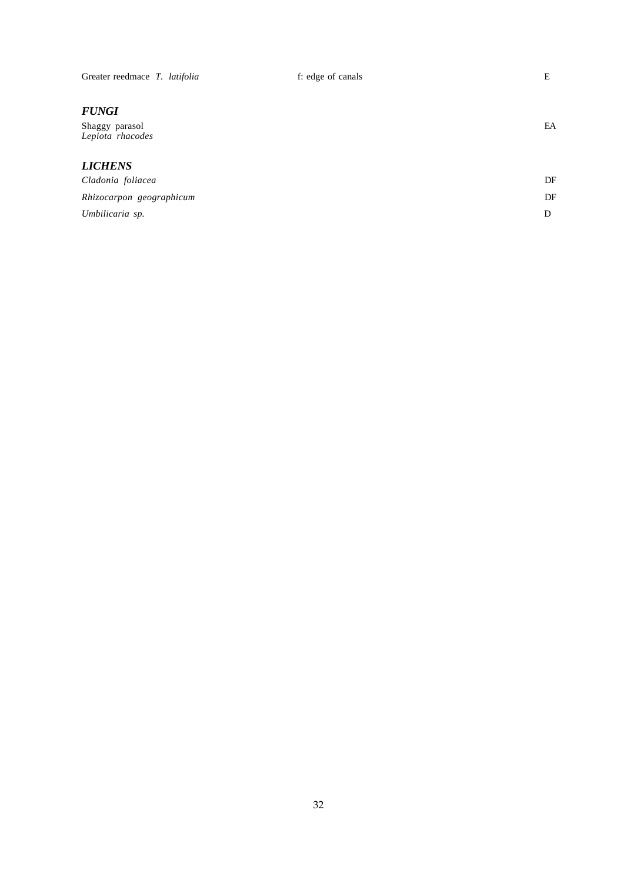| | | |
|---|---|---|
| Greater reedmace *T. latifolia* | f: edge of canals | E |

### *FUNGI*

| | | |
|---|---|---|
| Shaggy parasol *Lepiota rhacodes* | | EA |

### *LICHENS*

| | | |
|---|---|---|
| *Cladonia foliacea* | | DF |
| *Rhizocarpon geographicum* | | DF |
| *Umbilicaria sp.* | | D |